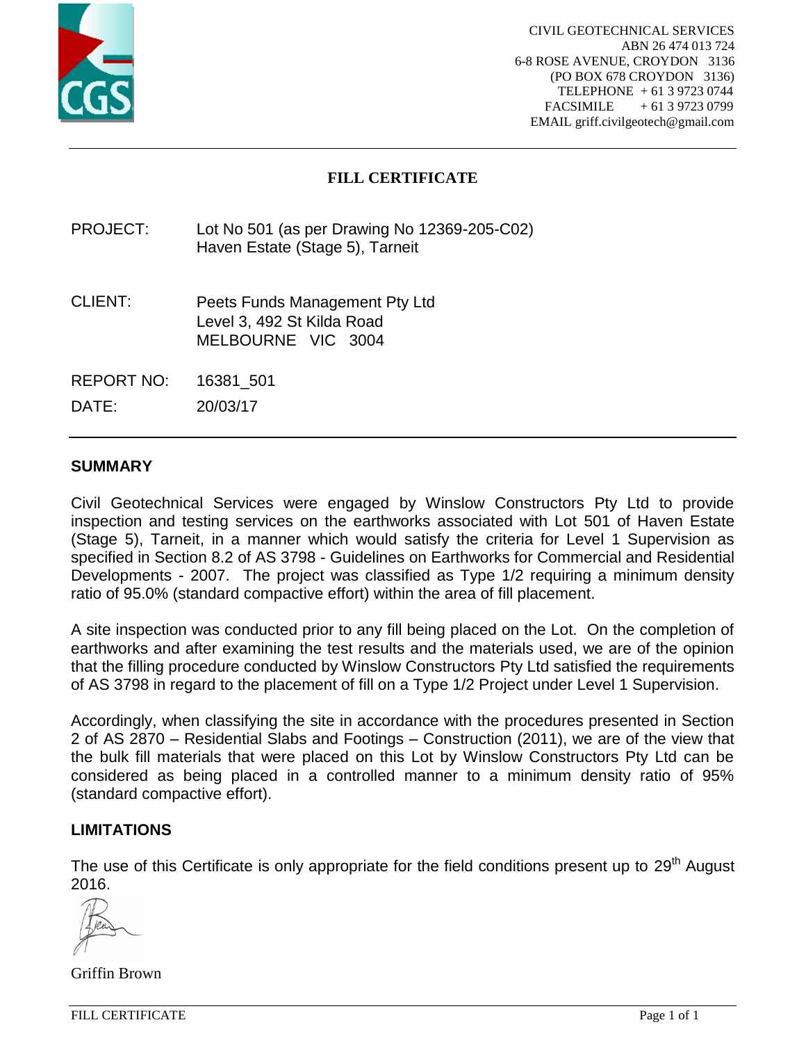CIVIL GEOTECHNICAL SERVICES
ABN 26 474 013 724
6-8 ROSE AVENUE, CROYDON 3136
(PO BOX 678 CROYDON 3136)
TELEPHONE + 61 3 9723 0744
FACSIMILE + 61 3 9723 0799
EMAIL griff.civilgeotech@gmail.com

# FILL CERTIFICATE

PROJECT: Lot No 501 (as per Drawing No 12369-205-C02)
Haven Estate (Stage 5), Tarneit

CLIENT: Peets Funds Management Pty Ltd
Level 3, 492 St Kilda Road
MELBOURNE VIC 3004

REPORT NO: 16381_501

DATE: 20/03/17

## SUMMARY

Civil Geotechnical Services were engaged by Winslow Constructors Pty Ltd to provide inspection and testing services on the earthworks associated with Lot 501 of Haven Estate (Stage 5), Tarneit, in a manner which would satisfy the criteria for Level 1 Supervision as specified in Section 8.2 of AS 3798 - Guidelines on Earthworks for Commercial and Residential Developments - 2007. The project was classified as Type 1/2 requiring a minimum density ratio of 95.0% (standard compactive effort) within the area of fill placement.

A site inspection was conducted prior to any fill being placed on the Lot. On the completion of earthworks and after examining the test results and the materials used, we are of the opinion that the filling procedure conducted by Winslow Constructors Pty Ltd satisfied the requirements of AS 3798 in regard to the placement of fill on a Type 1/2 Project under Level 1 Supervision.

Accordingly, when classifying the site in accordance with the procedures presented in Section 2 of AS 2870 – Residential Slabs and Footings – Construction (2011), we are of the view that the bulk fill materials that were placed on this Lot by Winslow Constructors Pty Ltd can be considered as being placed in a controlled manner to a minimum density ratio of 95% (standard compactive effort).

## LIMITATIONS

The use of this Certificate is only appropriate for the field conditions present up to 29th August 2016.

Griffin Brown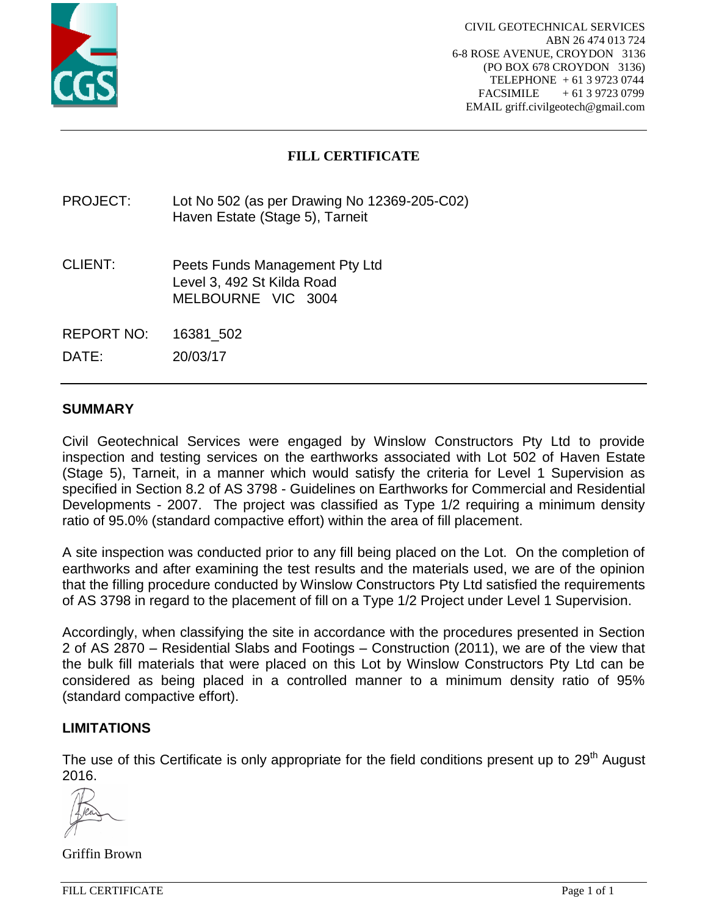CIVIL GEOTECHNICAL SERVICES
ABN 26 474 013 724
6-8 ROSE AVENUE, CROYDON 3136
(PO BOX 678 CROYDON 3136)
TELEPHONE + 61 3 9723 0744
FACSIMILE + 61 3 9723 0799
EMAIL griff.civilgeotech@gmail.com

# FILL CERTIFICATE

PROJECT: Lot No 502 (as per Drawing No 12369-205-C02)
Haven Estate (Stage 5), Tarneit

CLIENT: Peets Funds Management Pty Ltd
Level 3, 492 St Kilda Road
MELBOURNE VIC 3004

REPORT NO: 16381_502

DATE: 20/03/17

## SUMMARY

Civil Geotechnical Services were engaged by Winslow Constructors Pty Ltd to provide inspection and testing services on the earthworks associated with Lot 502 of Haven Estate (Stage 5), Tarneit, in a manner which would satisfy the criteria for Level 1 Supervision as specified in Section 8.2 of AS 3798 - Guidelines on Earthworks for Commercial and Residential Developments - 2007. The project was classified as Type 1/2 requiring a minimum density ratio of 95.0% (standard compactive effort) within the area of fill placement.

A site inspection was conducted prior to any fill being placed on the Lot. On the completion of earthworks and after examining the test results and the materials used, we are of the opinion that the filling procedure conducted by Winslow Constructors Pty Ltd satisfied the requirements of AS 3798 in regard to the placement of fill on a Type 1/2 Project under Level 1 Supervision.

Accordingly, when classifying the site in accordance with the procedures presented in Section 2 of AS 2870 – Residential Slabs and Footings – Construction (2011), we are of the view that the bulk fill materials that were placed on this Lot by Winslow Constructors Pty Ltd can be considered as being placed in a controlled manner to a minimum density ratio of 95% (standard compactive effort).

## LIMITATIONS

The use of this Certificate is only appropriate for the field conditions present up to 29th August 2016.

Griffin Brown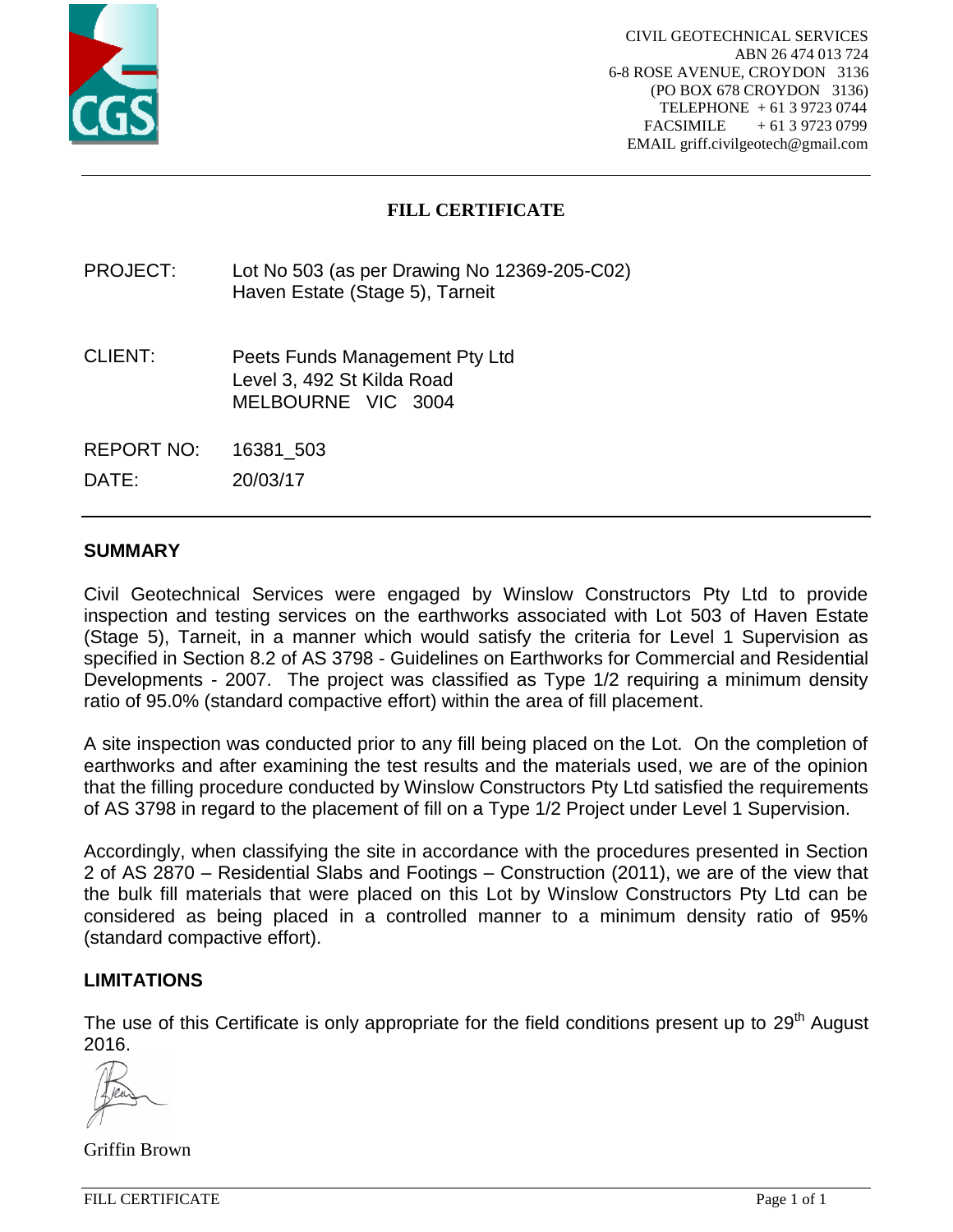CIVIL GEOTECHNICAL SERVICES
ABN 26 474 013 724
6-8 ROSE AVENUE, CROYDON 3136
(PO BOX 678 CROYDON 3136)
TELEPHONE + 61 3 9723 0744
FACSIMILE + 61 3 9723 0799
EMAIL griff.civilgeotech@gmail.com

# FILL CERTIFICATE

PROJECT: Lot No 503 (as per Drawing No 12369-205-C02)
Haven Estate (Stage 5), Tarneit

CLIENT: Peets Funds Management Pty Ltd
Level 3, 492 St Kilda Road
MELBOURNE VIC 3004

REPORT NO: 16381_503

DATE: 20/03/17

## SUMMARY

Civil Geotechnical Services were engaged by Winslow Constructors Pty Ltd to provide inspection and testing services on the earthworks associated with Lot 503 of Haven Estate (Stage 5), Tarneit, in a manner which would satisfy the criteria for Level 1 Supervision as specified in Section 8.2 of AS 3798 - Guidelines on Earthworks for Commercial and Residential Developments - 2007. The project was classified as Type 1/2 requiring a minimum density ratio of 95.0% (standard compactive effort) within the area of fill placement.

A site inspection was conducted prior to any fill being placed on the Lot. On the completion of earthworks and after examining the test results and the materials used, we are of the opinion that the filling procedure conducted by Winslow Constructors Pty Ltd satisfied the requirements of AS 3798 in regard to the placement of fill on a Type 1/2 Project under Level 1 Supervision.

Accordingly, when classifying the site in accordance with the procedures presented in Section 2 of AS 2870 – Residential Slabs and Footings – Construction (2011), we are of the view that the bulk fill materials that were placed on this Lot by Winslow Constructors Pty Ltd can be considered as being placed in a controlled manner to a minimum density ratio of 95% (standard compactive effort).

## LIMITATIONS

The use of this Certificate is only appropriate for the field conditions present up to 29th August 2016.

Griffin Brown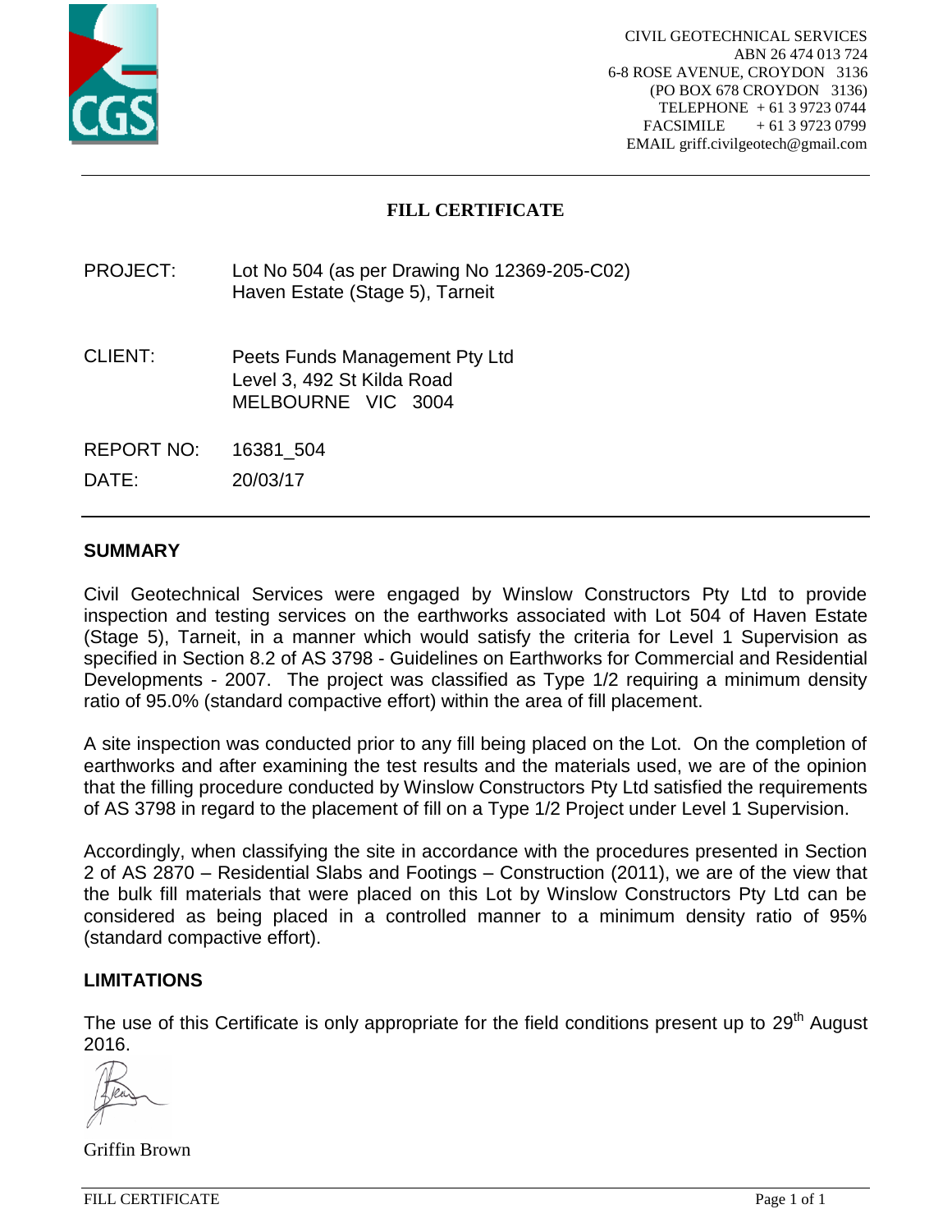CIVIL GEOTECHNICAL SERVICES
ABN 26 474 013 724
6-8 ROSE AVENUE, CROYDON 3136
(PO BOX 678 CROYDON 3136)
TELEPHONE + 61 3 9723 0744
FACSIMILE + 61 3 9723 0799
EMAIL griff.civilgeotech@gmail.com

# FILL CERTIFICATE

PROJECT: Lot No 504 (as per Drawing No 12369-205-C02)
Haven Estate (Stage 5), Tarneit

CLIENT: Peets Funds Management Pty Ltd
Level 3, 492 St Kilda Road
MELBOURNE VIC 3004

REPORT NO: 16381_504

DATE: 20/03/17

## SUMMARY

Civil Geotechnical Services were engaged by Winslow Constructors Pty Ltd to provide inspection and testing services on the earthworks associated with Lot 504 of Haven Estate (Stage 5), Tarneit, in a manner which would satisfy the criteria for Level 1 Supervision as specified in Section 8.2 of AS 3798 - Guidelines on Earthworks for Commercial and Residential Developments - 2007. The project was classified as Type 1/2 requiring a minimum density ratio of 95.0% (standard compactive effort) within the area of fill placement.

A site inspection was conducted prior to any fill being placed on the Lot. On the completion of earthworks and after examining the test results and the materials used, we are of the opinion that the filling procedure conducted by Winslow Constructors Pty Ltd satisfied the requirements of AS 3798 in regard to the placement of fill on a Type 1/2 Project under Level 1 Supervision.

Accordingly, when classifying the site in accordance with the procedures presented in Section 2 of AS 2870 – Residential Slabs and Footings – Construction (2011), we are of the view that the bulk fill materials that were placed on this Lot by Winslow Constructors Pty Ltd can be considered as being placed in a controlled manner to a minimum density ratio of 95% (standard compactive effort).

## LIMITATIONS

The use of this Certificate is only appropriate for the field conditions present up to 29th August 2016.

Griffin Brown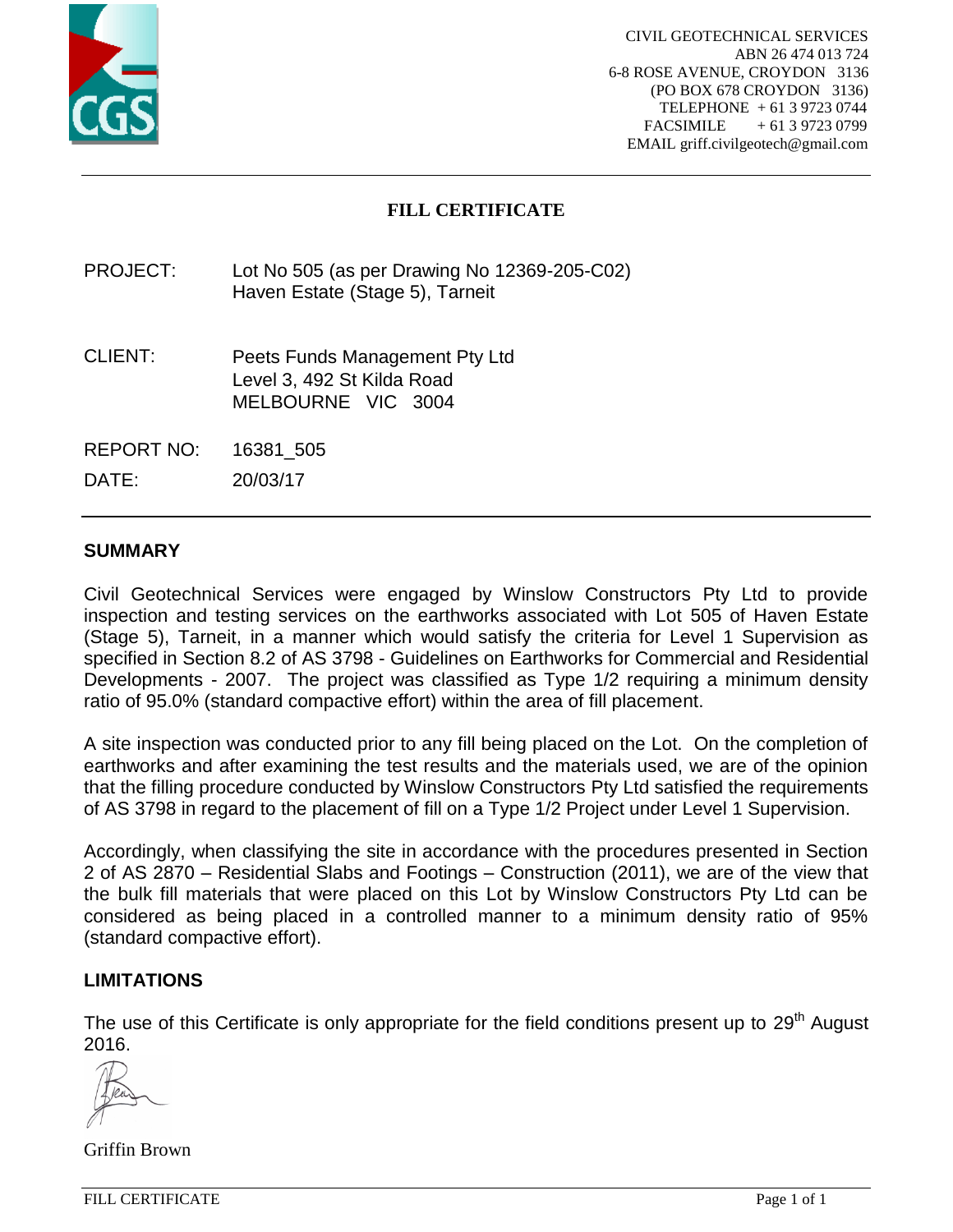CIVIL GEOTECHNICAL SERVICES
ABN 26 474 013 724
6-8 ROSE AVENUE, CROYDON 3136
(PO BOX 678 CROYDON 3136)
TELEPHONE + 61 3 9723 0744
FACSIMILE + 61 3 9723 0799
EMAIL griff.civilgeotech@gmail.com

# FILL CERTIFICATE

PROJECT: Lot No 505 (as per Drawing No 12369-205-C02)
Haven Estate (Stage 5), Tarneit

CLIENT: Peets Funds Management Pty Ltd
Level 3, 492 St Kilda Road
MELBOURNE VIC 3004

REPORT NO: 16381_505

DATE: 20/03/17

## SUMMARY

Civil Geotechnical Services were engaged by Winslow Constructors Pty Ltd to provide inspection and testing services on the earthworks associated with Lot 505 of Haven Estate (Stage 5), Tarneit, in a manner which would satisfy the criteria for Level 1 Supervision as specified in Section 8.2 of AS 3798 - Guidelines on Earthworks for Commercial and Residential Developments - 2007. The project was classified as Type 1/2 requiring a minimum density ratio of 95.0% (standard compactive effort) within the area of fill placement.

A site inspection was conducted prior to any fill being placed on the Lot. On the completion of earthworks and after examining the test results and the materials used, we are of the opinion that the filling procedure conducted by Winslow Constructors Pty Ltd satisfied the requirements of AS 3798 in regard to the placement of fill on a Type 1/2 Project under Level 1 Supervision.

Accordingly, when classifying the site in accordance with the procedures presented in Section 2 of AS 2870 – Residential Slabs and Footings – Construction (2011), we are of the view that the bulk fill materials that were placed on this Lot by Winslow Constructors Pty Ltd can be considered as being placed in a controlled manner to a minimum density ratio of 95% (standard compactive effort).

## LIMITATIONS

The use of this Certificate is only appropriate for the field conditions present up to 29th August 2016.

Griffin Brown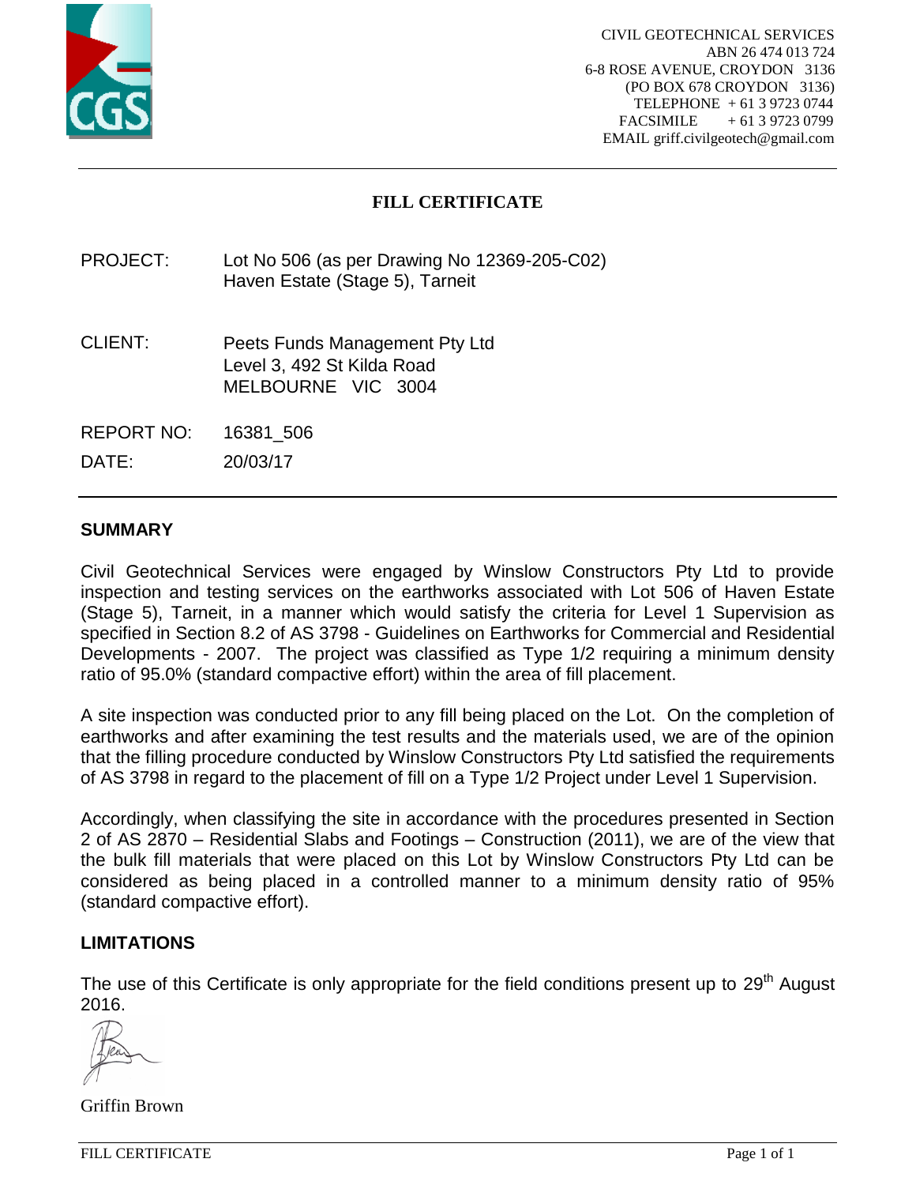CIVIL GEOTECHNICAL SERVICES
ABN 26 474 013 724
6-8 ROSE AVENUE, CROYDON 3136
(PO BOX 678 CROYDON 3136)
TELEPHONE + 61 3 9723 0744
FACSIMILE + 61 3 9723 0799
EMAIL griff.civilgeotech@gmail.com

# FILL CERTIFICATE

PROJECT: Lot No 506 (as per Drawing No 12369-205-C02)
Haven Estate (Stage 5), Tarneit

CLIENT: Peets Funds Management Pty Ltd
Level 3, 492 St Kilda Road
MELBOURNE VIC 3004

REPORT NO: 16381_506

DATE: 20/03/17

## SUMMARY

Civil Geotechnical Services were engaged by Winslow Constructors Pty Ltd to provide inspection and testing services on the earthworks associated with Lot 506 of Haven Estate (Stage 5), Tarneit, in a manner which would satisfy the criteria for Level 1 Supervision as specified in Section 8.2 of AS 3798 - Guidelines on Earthworks for Commercial and Residential Developments - 2007. The project was classified as Type 1/2 requiring a minimum density ratio of 95.0% (standard compactive effort) within the area of fill placement.

A site inspection was conducted prior to any fill being placed on the Lot. On the completion of earthworks and after examining the test results and the materials used, we are of the opinion that the filling procedure conducted by Winslow Constructors Pty Ltd satisfied the requirements of AS 3798 in regard to the placement of fill on a Type 1/2 Project under Level 1 Supervision.

Accordingly, when classifying the site in accordance with the procedures presented in Section 2 of AS 2870 – Residential Slabs and Footings – Construction (2011), we are of the view that the bulk fill materials that were placed on this Lot by Winslow Constructors Pty Ltd can be considered as being placed in a controlled manner to a minimum density ratio of 95% (standard compactive effort).

## LIMITATIONS

The use of this Certificate is only appropriate for the field conditions present up to 29th August 2016.

Griffin Brown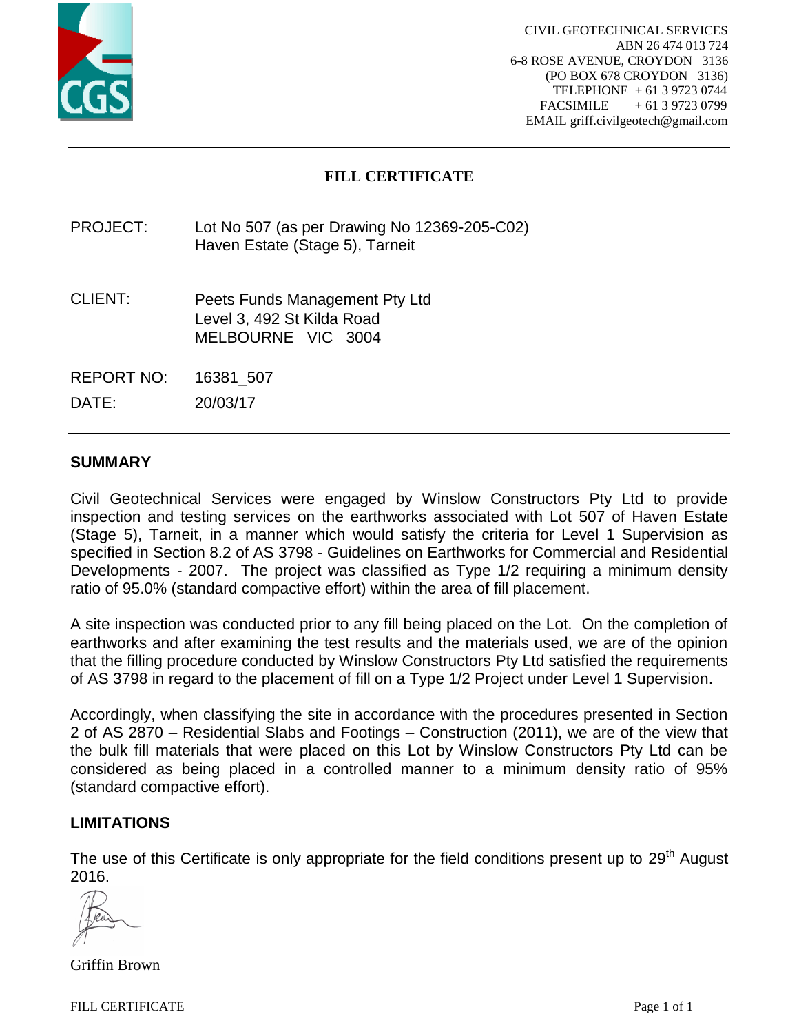CIVIL GEOTECHNICAL SERVICES
ABN 26 474 013 724
6-8 ROSE AVENUE, CROYDON 3136
(PO BOX 678 CROYDON 3136)
TELEPHONE + 61 3 9723 0744
FACSIMILE + 61 3 9723 0799
EMAIL griff.civilgeotech@gmail.com

# FILL CERTIFICATE

PROJECT: Lot No 507 (as per Drawing No 12369-205-C02)
Haven Estate (Stage 5), Tarneit

CLIENT: Peets Funds Management Pty Ltd
Level 3, 492 St Kilda Road
MELBOURNE VIC 3004

REPORT NO: 16381_507

DATE: 20/03/17

## SUMMARY

Civil Geotechnical Services were engaged by Winslow Constructors Pty Ltd to provide inspection and testing services on the earthworks associated with Lot 507 of Haven Estate (Stage 5), Tarneit, in a manner which would satisfy the criteria for Level 1 Supervision as specified in Section 8.2 of AS 3798 - Guidelines on Earthworks for Commercial and Residential Developments - 2007. The project was classified as Type 1/2 requiring a minimum density ratio of 95.0% (standard compactive effort) within the area of fill placement.

A site inspection was conducted prior to any fill being placed on the Lot. On the completion of earthworks and after examining the test results and the materials used, we are of the opinion that the filling procedure conducted by Winslow Constructors Pty Ltd satisfied the requirements of AS 3798 in regard to the placement of fill on a Type 1/2 Project under Level 1 Supervision.

Accordingly, when classifying the site in accordance with the procedures presented in Section 2 of AS 2870 – Residential Slabs and Footings – Construction (2011), we are of the view that the bulk fill materials that were placed on this Lot by Winslow Constructors Pty Ltd can be considered as being placed in a controlled manner to a minimum density ratio of 95% (standard compactive effort).

## LIMITATIONS

The use of this Certificate is only appropriate for the field conditions present up to 29th August 2016.

Griffin Brown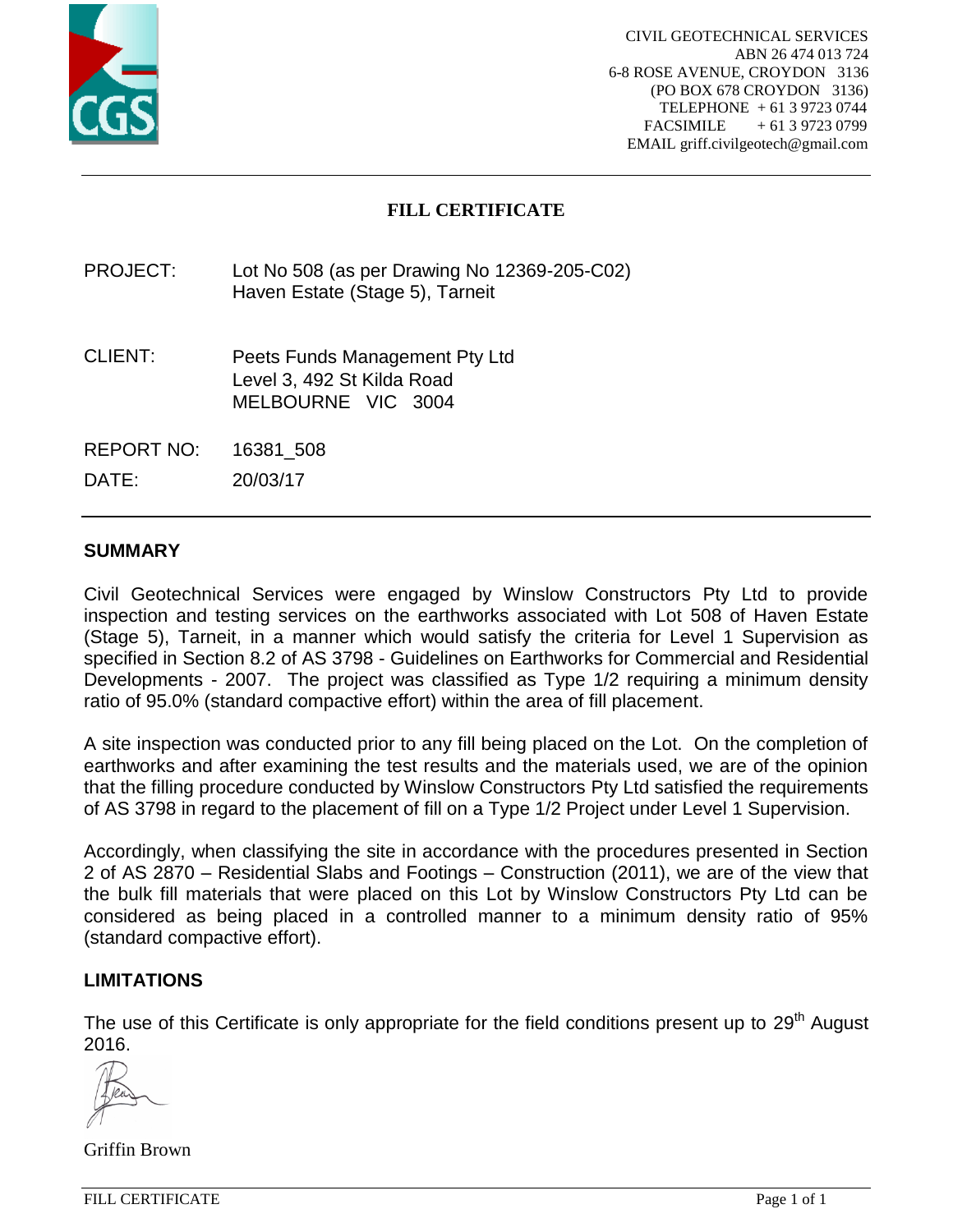CIVIL GEOTECHNICAL SERVICES
ABN 26 474 013 724
6-8 ROSE AVENUE, CROYDON 3136
(PO BOX 678 CROYDON 3136)
TELEPHONE + 61 3 9723 0744
FACSIMILE + 61 3 9723 0799
EMAIL griff.civilgeotech@gmail.com

# FILL CERTIFICATE

PROJECT: Lot No 508 (as per Drawing No 12369-205-C02)
Haven Estate (Stage 5), Tarneit

CLIENT: Peets Funds Management Pty Ltd
Level 3, 492 St Kilda Road
MELBOURNE VIC 3004

REPORT NO: 16381_508

DATE: 20/03/17

## SUMMARY

Civil Geotechnical Services were engaged by Winslow Constructors Pty Ltd to provide inspection and testing services on the earthworks associated with Lot 508 of Haven Estate (Stage 5), Tarneit, in a manner which would satisfy the criteria for Level 1 Supervision as specified in Section 8.2 of AS 3798 - Guidelines on Earthworks for Commercial and Residential Developments - 2007. The project was classified as Type 1/2 requiring a minimum density ratio of 95.0% (standard compactive effort) within the area of fill placement.

A site inspection was conducted prior to any fill being placed on the Lot. On the completion of earthworks and after examining the test results and the materials used, we are of the opinion that the filling procedure conducted by Winslow Constructors Pty Ltd satisfied the requirements of AS 3798 in regard to the placement of fill on a Type 1/2 Project under Level 1 Supervision.

Accordingly, when classifying the site in accordance with the procedures presented in Section 2 of AS 2870 – Residential Slabs and Footings – Construction (2011), we are of the view that the bulk fill materials that were placed on this Lot by Winslow Constructors Pty Ltd can be considered as being placed in a controlled manner to a minimum density ratio of 95% (standard compactive effort).

## LIMITATIONS

The use of this Certificate is only appropriate for the field conditions present up to 29th August 2016.

Griffin Brown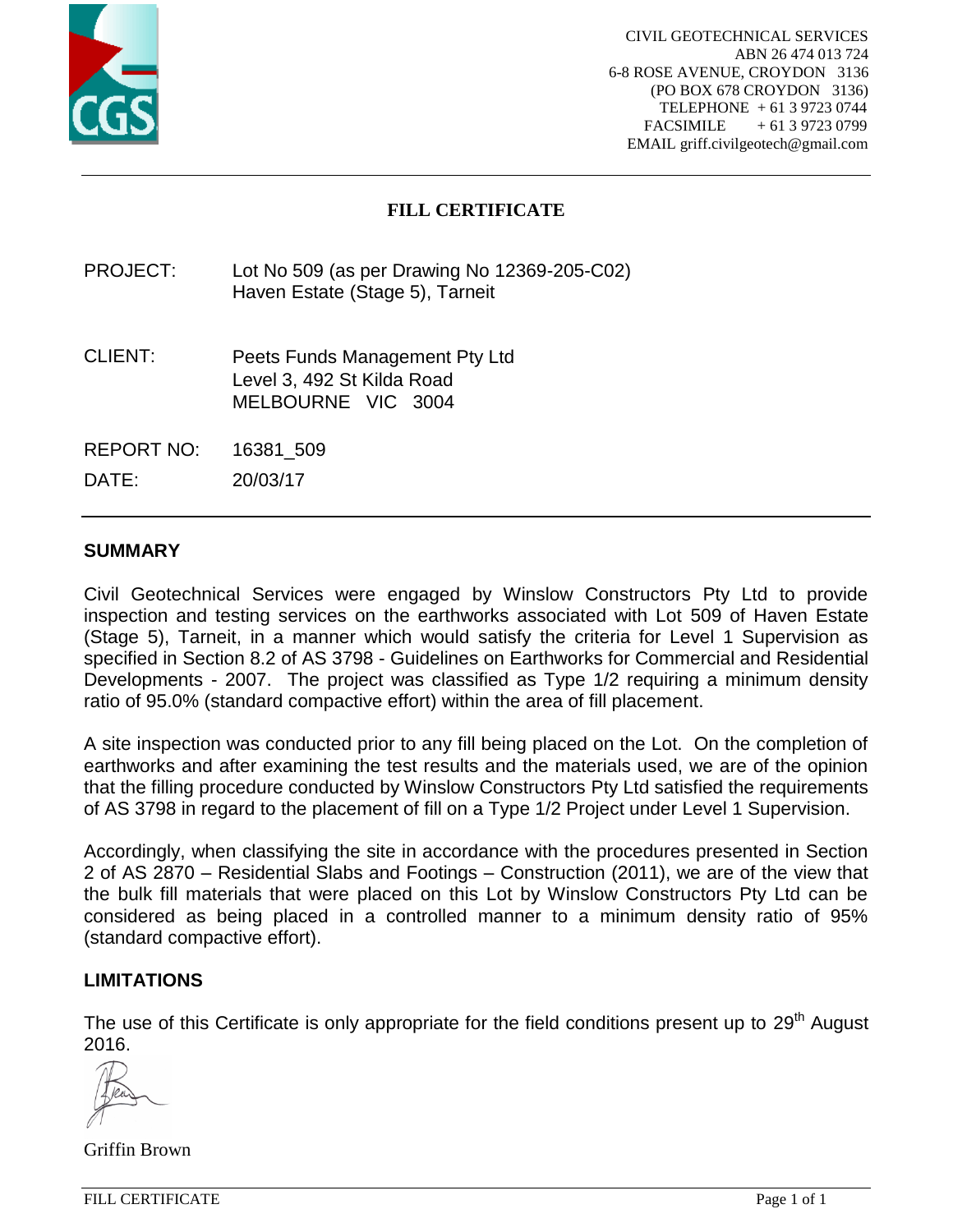CIVIL GEOTECHNICAL SERVICES
ABN 26 474 013 724
6-8 ROSE AVENUE, CROYDON 3136
(PO BOX 678 CROYDON 3136)
TELEPHONE + 61 3 9723 0744
FACSIMILE + 61 3 9723 0799
EMAIL griff.civilgeotech@gmail.com

# FILL CERTIFICATE

PROJECT: Lot No 509 (as per Drawing No 12369-205-C02)
Haven Estate (Stage 5), Tarneit

CLIENT: Peets Funds Management Pty Ltd
Level 3, 492 St Kilda Road
MELBOURNE VIC 3004

REPORT NO: 16381_509

DATE: 20/03/17

## SUMMARY

Civil Geotechnical Services were engaged by Winslow Constructors Pty Ltd to provide inspection and testing services on the earthworks associated with Lot 509 of Haven Estate (Stage 5), Tarneit, in a manner which would satisfy the criteria for Level 1 Supervision as specified in Section 8.2 of AS 3798 - Guidelines on Earthworks for Commercial and Residential Developments - 2007. The project was classified as Type 1/2 requiring a minimum density ratio of 95.0% (standard compactive effort) within the area of fill placement.

A site inspection was conducted prior to any fill being placed on the Lot. On the completion of earthworks and after examining the test results and the materials used, we are of the opinion that the filling procedure conducted by Winslow Constructors Pty Ltd satisfied the requirements of AS 3798 in regard to the placement of fill on a Type 1/2 Project under Level 1 Supervision.

Accordingly, when classifying the site in accordance with the procedures presented in Section 2 of AS 2870 – Residential Slabs and Footings – Construction (2011), we are of the view that the bulk fill materials that were placed on this Lot by Winslow Constructors Pty Ltd can be considered as being placed in a controlled manner to a minimum density ratio of 95% (standard compactive effort).

## LIMITATIONS

The use of this Certificate is only appropriate for the field conditions present up to 29th August 2016.

Griffin Brown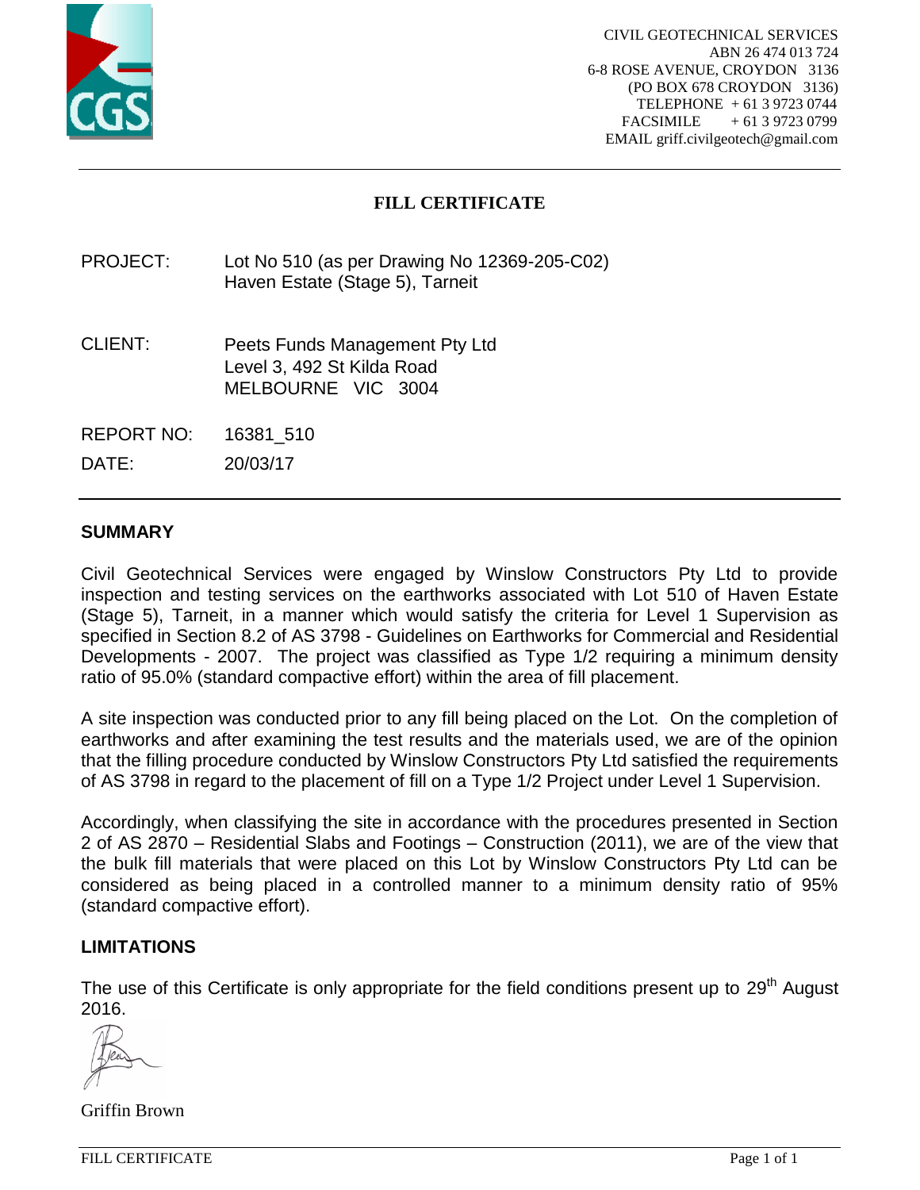CIVIL GEOTECHNICAL SERVICES
ABN 26 474 013 724
6-8 ROSE AVENUE, CROYDON 3136
(PO BOX 678 CROYDON 3136)
TELEPHONE + 61 3 9723 0744
FACSIMILE + 61 3 9723 0799
EMAIL griff.civilgeotech@gmail.com

# FILL CERTIFICATE

PROJECT: Lot No 510 (as per Drawing No 12369-205-C02)
Haven Estate (Stage 5), Tarneit

CLIENT: Peets Funds Management Pty Ltd
Level 3, 492 St Kilda Road
MELBOURNE VIC 3004

REPORT NO: 16381_510

DATE: 20/03/17

## SUMMARY

Civil Geotechnical Services were engaged by Winslow Constructors Pty Ltd to provide inspection and testing services on the earthworks associated with Lot 510 of Haven Estate (Stage 5), Tarneit, in a manner which would satisfy the criteria for Level 1 Supervision as specified in Section 8.2 of AS 3798 - Guidelines on Earthworks for Commercial and Residential Developments - 2007. The project was classified as Type 1/2 requiring a minimum density ratio of 95.0% (standard compactive effort) within the area of fill placement.

A site inspection was conducted prior to any fill being placed on the Lot. On the completion of earthworks and after examining the test results and the materials used, we are of the opinion that the filling procedure conducted by Winslow Constructors Pty Ltd satisfied the requirements of AS 3798 in regard to the placement of fill on a Type 1/2 Project under Level 1 Supervision.

Accordingly, when classifying the site in accordance with the procedures presented in Section 2 of AS 2870 – Residential Slabs and Footings – Construction (2011), we are of the view that the bulk fill materials that were placed on this Lot by Winslow Constructors Pty Ltd can be considered as being placed in a controlled manner to a minimum density ratio of 95% (standard compactive effort).

## LIMITATIONS

The use of this Certificate is only appropriate for the field conditions present up to 29th August 2016.

Griffin Brown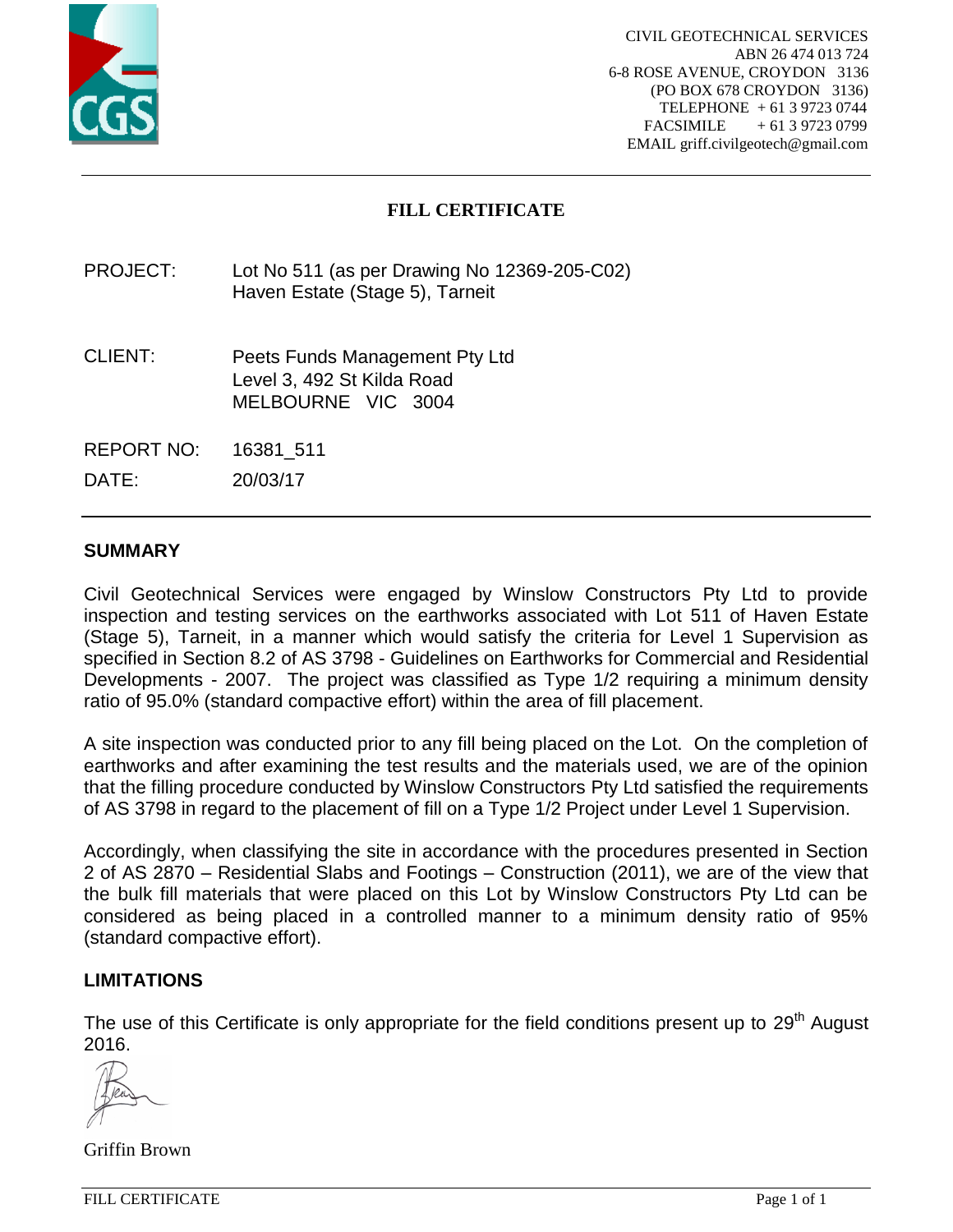CIVIL GEOTECHNICAL SERVICES
ABN 26 474 013 724
6-8 ROSE AVENUE, CROYDON 3136
(PO BOX 678 CROYDON 3136)
TELEPHONE + 61 3 9723 0744
FACSIMILE + 61 3 9723 0799
EMAIL griff.civilgeotech@gmail.com

# FILL CERTIFICATE

PROJECT: Lot No 511 (as per Drawing No 12369-205-C02)
Haven Estate (Stage 5), Tarneit

CLIENT: Peets Funds Management Pty Ltd
Level 3, 492 St Kilda Road
MELBOURNE VIC 3004

REPORT NO: 16381_511

DATE: 20/03/17

## SUMMARY

Civil Geotechnical Services were engaged by Winslow Constructors Pty Ltd to provide inspection and testing services on the earthworks associated with Lot 511 of Haven Estate (Stage 5), Tarneit, in a manner which would satisfy the criteria for Level 1 Supervision as specified in Section 8.2 of AS 3798 - Guidelines on Earthworks for Commercial and Residential Developments - 2007. The project was classified as Type 1/2 requiring a minimum density ratio of 95.0% (standard compactive effort) within the area of fill placement.

A site inspection was conducted prior to any fill being placed on the Lot. On the completion of earthworks and after examining the test results and the materials used, we are of the opinion that the filling procedure conducted by Winslow Constructors Pty Ltd satisfied the requirements of AS 3798 in regard to the placement of fill on a Type 1/2 Project under Level 1 Supervision.

Accordingly, when classifying the site in accordance with the procedures presented in Section 2 of AS 2870 – Residential Slabs and Footings – Construction (2011), we are of the view that the bulk fill materials that were placed on this Lot by Winslow Constructors Pty Ltd can be considered as being placed in a controlled manner to a minimum density ratio of 95% (standard compactive effort).

## LIMITATIONS

The use of this Certificate is only appropriate for the field conditions present up to 29th August 2016.

Griffin Brown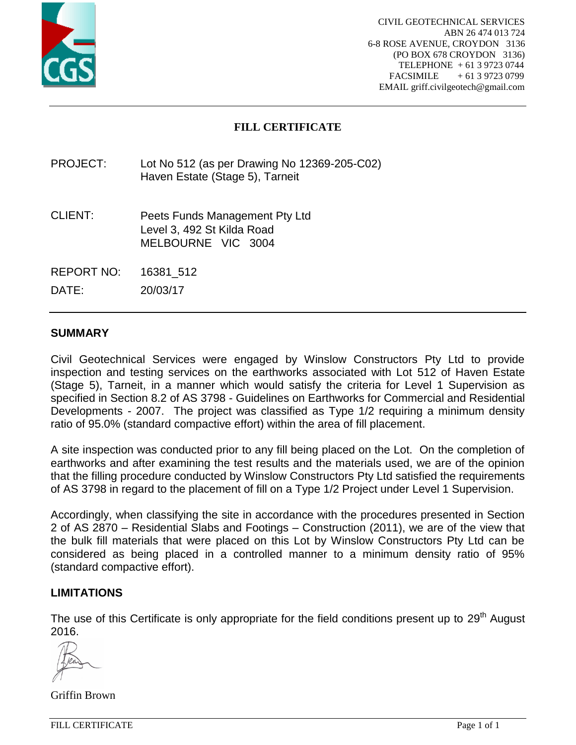CIVIL GEOTECHNICAL SERVICES
ABN 26 474 013 724
6-8 ROSE AVENUE, CROYDON 3136
(PO BOX 678 CROYDON 3136)
TELEPHONE + 61 3 9723 0744
FACSIMILE + 61 3 9723 0799
EMAIL griff.civilgeotech@gmail.com

# FILL CERTIFICATE

| | |
|---|---|
| PROJECT: | Lot No 512 (as per Drawing No 12369-205-C02)<br>Haven Estate (Stage 5), Tarneit |
| CLIENT: | Peets Funds Management Pty Ltd<br>Level 3, 492 St Kilda Road<br>MELBOURNE VIC 3004 |
| REPORT NO: | 16381_512 |
| DATE: | 20/03/17 |

## SUMMARY

Civil Geotechnical Services were engaged by Winslow Constructors Pty Ltd to provide inspection and testing services on the earthworks associated with Lot 512 of Haven Estate (Stage 5), Tarneit, in a manner which would satisfy the criteria for Level 1 Supervision as specified in Section 8.2 of AS 3798 - Guidelines on Earthworks for Commercial and Residential Developments - 2007. The project was classified as Type 1/2 requiring a minimum density ratio of 95.0% (standard compactive effort) within the area of fill placement.

A site inspection was conducted prior to any fill being placed on the Lot. On the completion of earthworks and after examining the test results and the materials used, we are of the opinion that the filling procedure conducted by Winslow Constructors Pty Ltd satisfied the requirements of AS 3798 in regard to the placement of fill on a Type 1/2 Project under Level 1 Supervision.

Accordingly, when classifying the site in accordance with the procedures presented in Section 2 of AS 2870 – Residential Slabs and Footings – Construction (2011), we are of the view that the bulk fill materials that were placed on this Lot by Winslow Constructors Pty Ltd can be considered as being placed in a controlled manner to a minimum density ratio of 95% (standard compactive effort).

## LIMITATIONS

The use of this Certificate is only appropriate for the field conditions present up to 29th August 2016.

Griffin Brown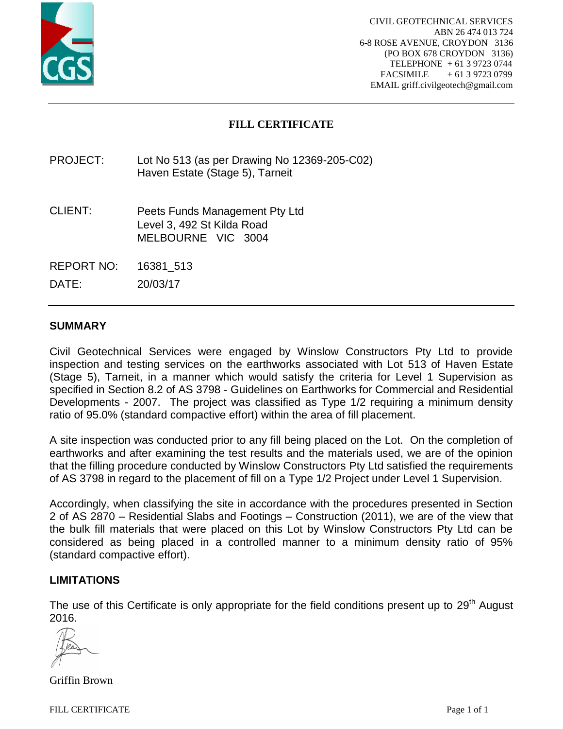CIVIL GEOTECHNICAL SERVICES
ABN 26 474 013 724
6-8 ROSE AVENUE, CROYDON 3136
(PO BOX 678 CROYDON 3136)
TELEPHONE + 61 3 9723 0744
FACSIMILE + 61 3 9723 0799
EMAIL griff.civilgeotech@gmail.com

# FILL CERTIFICATE

PROJECT: Lot No 513 (as per Drawing No 12369-205-C02)
Haven Estate (Stage 5), Tarneit

CLIENT: Peets Funds Management Pty Ltd
Level 3, 492 St Kilda Road
MELBOURNE VIC 3004

REPORT NO: 16381_513

DATE: 20/03/17

## SUMMARY

Civil Geotechnical Services were engaged by Winslow Constructors Pty Ltd to provide inspection and testing services on the earthworks associated with Lot 513 of Haven Estate (Stage 5), Tarneit, in a manner which would satisfy the criteria for Level 1 Supervision as specified in Section 8.2 of AS 3798 - Guidelines on Earthworks for Commercial and Residential Developments - 2007. The project was classified as Type 1/2 requiring a minimum density ratio of 95.0% (standard compactive effort) within the area of fill placement.

A site inspection was conducted prior to any fill being placed on the Lot. On the completion of earthworks and after examining the test results and the materials used, we are of the opinion that the filling procedure conducted by Winslow Constructors Pty Ltd satisfied the requirements of AS 3798 in regard to the placement of fill on a Type 1/2 Project under Level 1 Supervision.

Accordingly, when classifying the site in accordance with the procedures presented in Section 2 of AS 2870 – Residential Slabs and Footings – Construction (2011), we are of the view that the bulk fill materials that were placed on this Lot by Winslow Constructors Pty Ltd can be considered as being placed in a controlled manner to a minimum density ratio of 95% (standard compactive effort).

## LIMITATIONS

The use of this Certificate is only appropriate for the field conditions present up to 29th August 2016.

Griffin Brown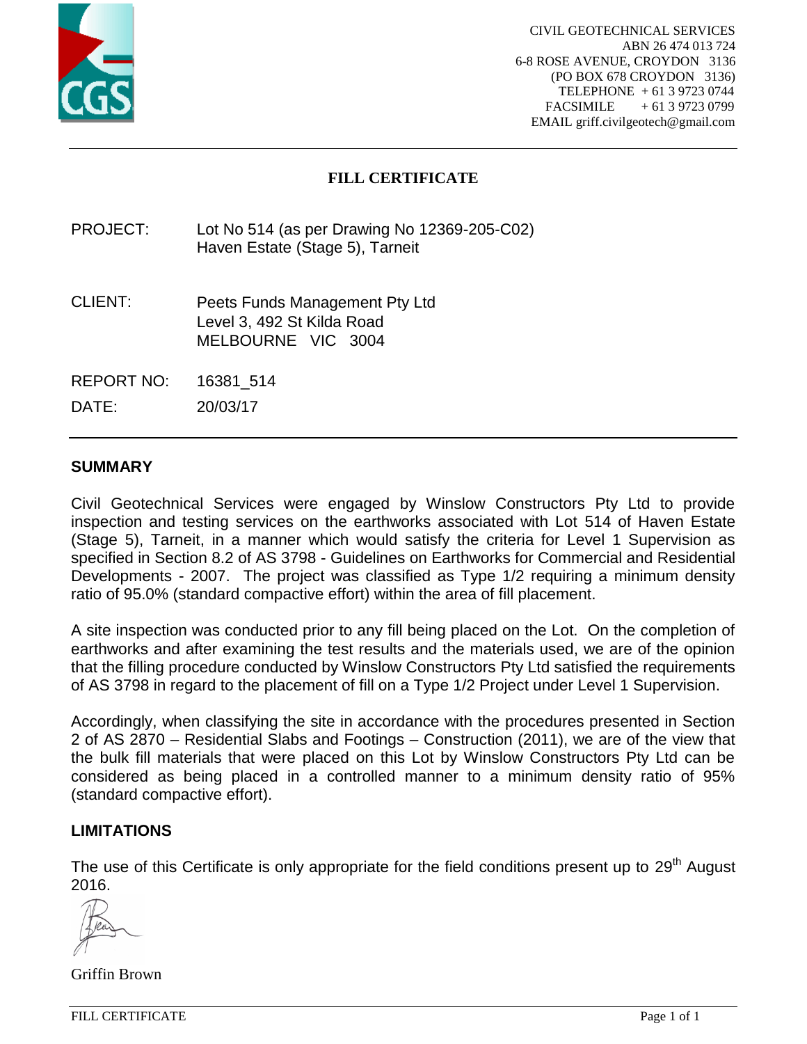CIVIL GEOTECHNICAL SERVICES
ABN 26 474 013 724
6-8 ROSE AVENUE, CROYDON 3136
(PO BOX 678 CROYDON 3136)
TELEPHONE + 61 3 9723 0744
FACSIMILE + 61 3 9723 0799
EMAIL griff.civilgeotech@gmail.com

# FILL CERTIFICATE

PROJECT: Lot No 514 (as per Drawing No 12369-205-C02)
Haven Estate (Stage 5), Tarneit

CLIENT: Peets Funds Management Pty Ltd
Level 3, 492 St Kilda Road
MELBOURNE VIC 3004

REPORT NO: 16381_514

DATE: 20/03/17

## SUMMARY

Civil Geotechnical Services were engaged by Winslow Constructors Pty Ltd to provide inspection and testing services on the earthworks associated with Lot 514 of Haven Estate (Stage 5), Tarneit, in a manner which would satisfy the criteria for Level 1 Supervision as specified in Section 8.2 of AS 3798 - Guidelines on Earthworks for Commercial and Residential Developments - 2007. The project was classified as Type 1/2 requiring a minimum density ratio of 95.0% (standard compactive effort) within the area of fill placement.

A site inspection was conducted prior to any fill being placed on the Lot. On the completion of earthworks and after examining the test results and the materials used, we are of the opinion that the filling procedure conducted by Winslow Constructors Pty Ltd satisfied the requirements of AS 3798 in regard to the placement of fill on a Type 1/2 Project under Level 1 Supervision.

Accordingly, when classifying the site in accordance with the procedures presented in Section 2 of AS 2870 – Residential Slabs and Footings – Construction (2011), we are of the view that the bulk fill materials that were placed on this Lot by Winslow Constructors Pty Ltd can be considered as being placed in a controlled manner to a minimum density ratio of 95% (standard compactive effort).

## LIMITATIONS

The use of this Certificate is only appropriate for the field conditions present up to 29th August 2016.

Griffin Brown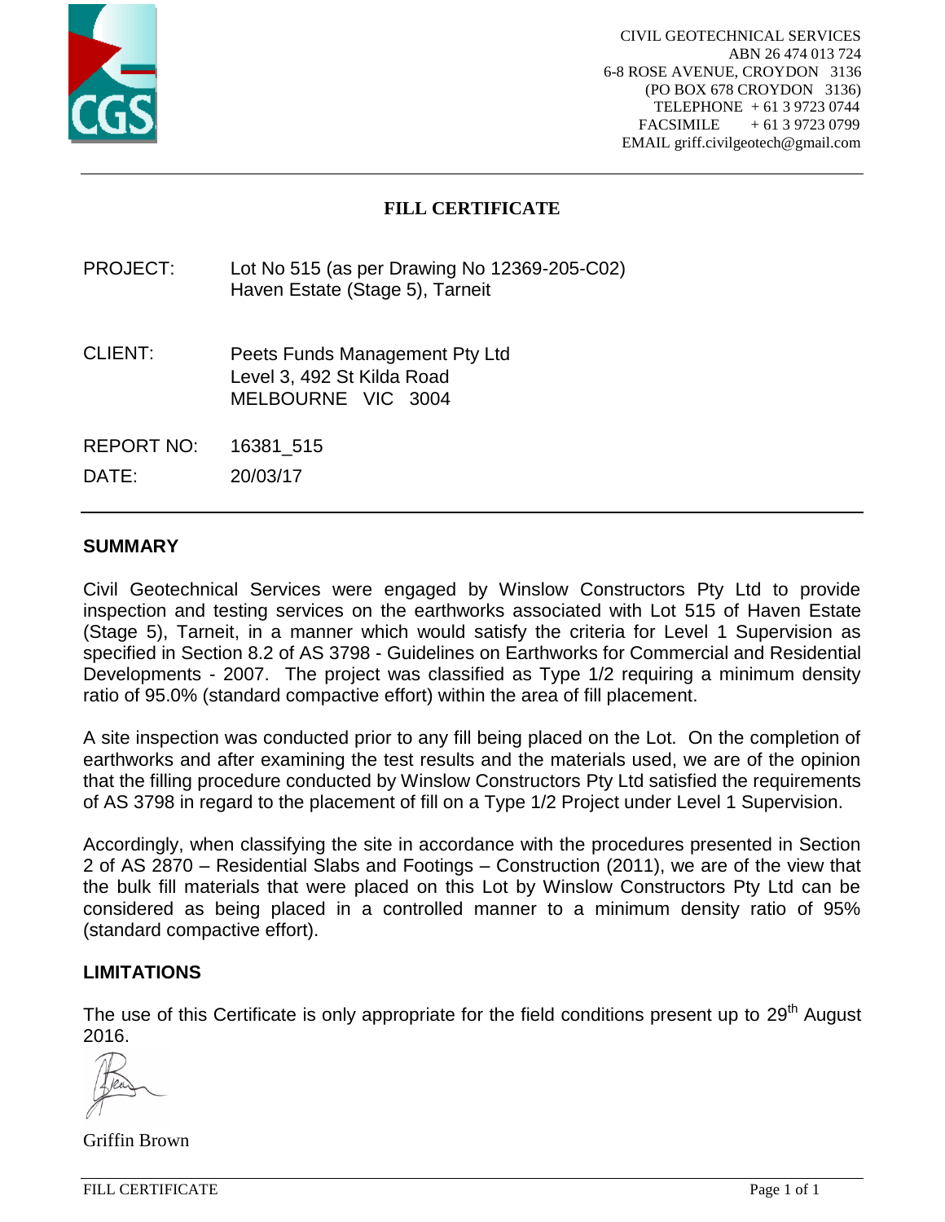CIVIL GEOTECHNICAL SERVICES
ABN 26 474 013 724
6-8 ROSE AVENUE, CROYDON 3136
(PO BOX 678 CROYDON 3136)
TELEPHONE + 61 3 9723 0744
FACSIMILE + 61 3 9723 0799
EMAIL griff.civilgeotech@gmail.com

# FILL CERTIFICATE

PROJECT: Lot No 515 (as per Drawing No 12369-205-C02)
Haven Estate (Stage 5), Tarneit

CLIENT: Peets Funds Management Pty Ltd
Level 3, 492 St Kilda Road
MELBOURNE VIC 3004

REPORT NO: 16381_515

DATE: 20/03/17

## SUMMARY

Civil Geotechnical Services were engaged by Winslow Constructors Pty Ltd to provide inspection and testing services on the earthworks associated with Lot 515 of Haven Estate (Stage 5), Tarneit, in a manner which would satisfy the criteria for Level 1 Supervision as specified in Section 8.2 of AS 3798 - Guidelines on Earthworks for Commercial and Residential Developments - 2007. The project was classified as Type 1/2 requiring a minimum density ratio of 95.0% (standard compactive effort) within the area of fill placement.

A site inspection was conducted prior to any fill being placed on the Lot. On the completion of earthworks and after examining the test results and the materials used, we are of the opinion that the filling procedure conducted by Winslow Constructors Pty Ltd satisfied the requirements of AS 3798 in regard to the placement of fill on a Type 1/2 Project under Level 1 Supervision.

Accordingly, when classifying the site in accordance with the procedures presented in Section 2 of AS 2870 – Residential Slabs and Footings – Construction (2011), we are of the view that the bulk fill materials that were placed on this Lot by Winslow Constructors Pty Ltd can be considered as being placed in a controlled manner to a minimum density ratio of 95% (standard compactive effort).

## LIMITATIONS

The use of this Certificate is only appropriate for the field conditions present up to 29th August 2016.

Griffin Brown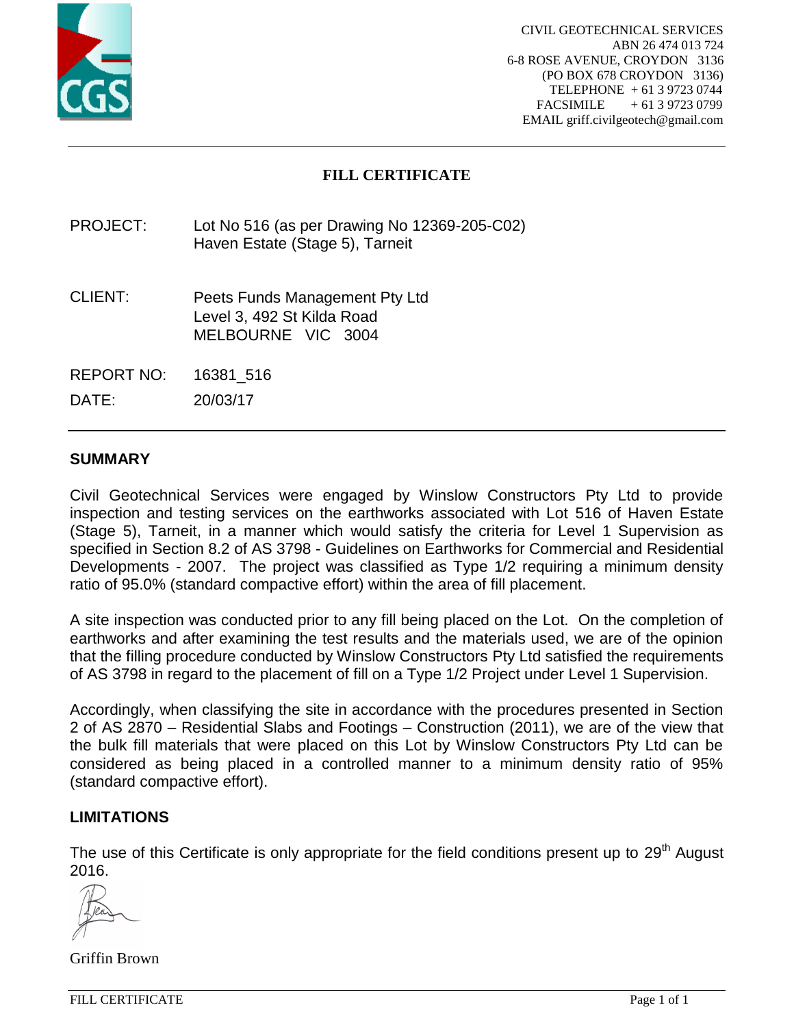CIVIL GEOTECHNICAL SERVICES
ABN 26 474 013 724
6-8 ROSE AVENUE, CROYDON 3136
(PO BOX 678 CROYDON 3136)
TELEPHONE + 61 3 9723 0744
FACSIMILE + 61 3 9723 0799
EMAIL griff.civilgeotech@gmail.com

# FILL CERTIFICATE

PROJECT: Lot No 516 (as per Drawing No 12369-205-C02)
Haven Estate (Stage 5), Tarneit

CLIENT: Peets Funds Management Pty Ltd
Level 3, 492 St Kilda Road
MELBOURNE VIC 3004

REPORT NO: 16381_516

DATE: 20/03/17

## SUMMARY

Civil Geotechnical Services were engaged by Winslow Constructors Pty Ltd to provide inspection and testing services on the earthworks associated with Lot 516 of Haven Estate (Stage 5), Tarneit, in a manner which would satisfy the criteria for Level 1 Supervision as specified in Section 8.2 of AS 3798 - Guidelines on Earthworks for Commercial and Residential Developments - 2007. The project was classified as Type 1/2 requiring a minimum density ratio of 95.0% (standard compactive effort) within the area of fill placement.

A site inspection was conducted prior to any fill being placed on the Lot. On the completion of earthworks and after examining the test results and the materials used, we are of the opinion that the filling procedure conducted by Winslow Constructors Pty Ltd satisfied the requirements of AS 3798 in regard to the placement of fill on a Type 1/2 Project under Level 1 Supervision.

Accordingly, when classifying the site in accordance with the procedures presented in Section 2 of AS 2870 – Residential Slabs and Footings – Construction (2011), we are of the view that the bulk fill materials that were placed on this Lot by Winslow Constructors Pty Ltd can be considered as being placed in a controlled manner to a minimum density ratio of 95% (standard compactive effort).

## LIMITATIONS

The use of this Certificate is only appropriate for the field conditions present up to 29th August 2016.

Griffin Brown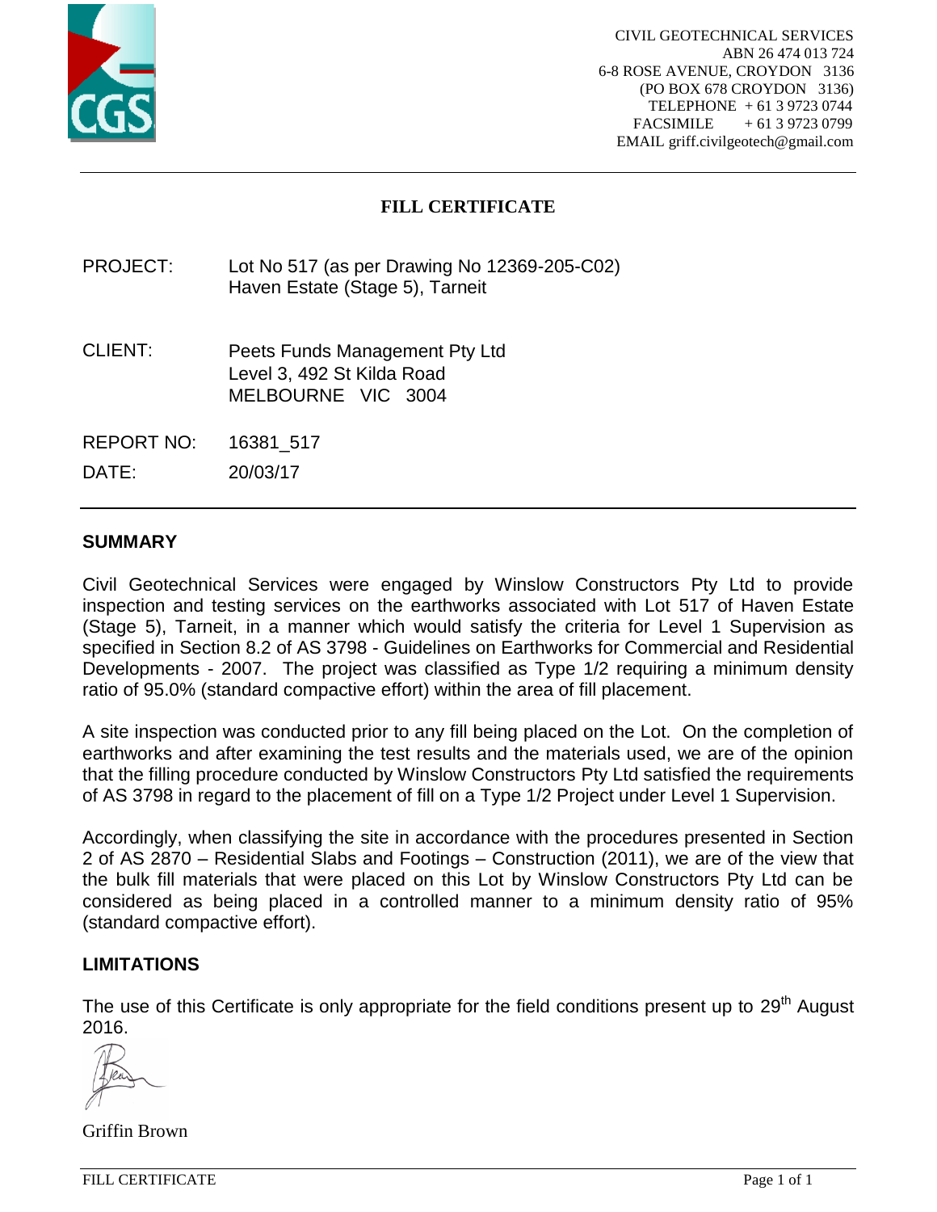CIVIL GEOTECHNICAL SERVICES
ABN 26 474 013 724
6-8 ROSE AVENUE, CROYDON 3136
(PO BOX 678 CROYDON 3136)
TELEPHONE + 61 3 9723 0744
FACSIMILE + 61 3 9723 0799
EMAIL griff.civilgeotech@gmail.com

# FILL CERTIFICATE

PROJECT: Lot No 517 (as per Drawing No 12369-205-C02)
Haven Estate (Stage 5), Tarneit

CLIENT: Peets Funds Management Pty Ltd
Level 3, 492 St Kilda Road
MELBOURNE VIC 3004

REPORT NO: 16381_517

DATE: 20/03/17

## SUMMARY

Civil Geotechnical Services were engaged by Winslow Constructors Pty Ltd to provide inspection and testing services on the earthworks associated with Lot 517 of Haven Estate (Stage 5), Tarneit, in a manner which would satisfy the criteria for Level 1 Supervision as specified in Section 8.2 of AS 3798 - Guidelines on Earthworks for Commercial and Residential Developments - 2007. The project was classified as Type 1/2 requiring a minimum density ratio of 95.0% (standard compactive effort) within the area of fill placement.

A site inspection was conducted prior to any fill being placed on the Lot. On the completion of earthworks and after examining the test results and the materials used, we are of the opinion that the filling procedure conducted by Winslow Constructors Pty Ltd satisfied the requirements of AS 3798 in regard to the placement of fill on a Type 1/2 Project under Level 1 Supervision.

Accordingly, when classifying the site in accordance with the procedures presented in Section 2 of AS 2870 – Residential Slabs and Footings – Construction (2011), we are of the view that the bulk fill materials that were placed on this Lot by Winslow Constructors Pty Ltd can be considered as being placed in a controlled manner to a minimum density ratio of 95% (standard compactive effort).

## LIMITATIONS

The use of this Certificate is only appropriate for the field conditions present up to 29th August 2016.

Griffin Brown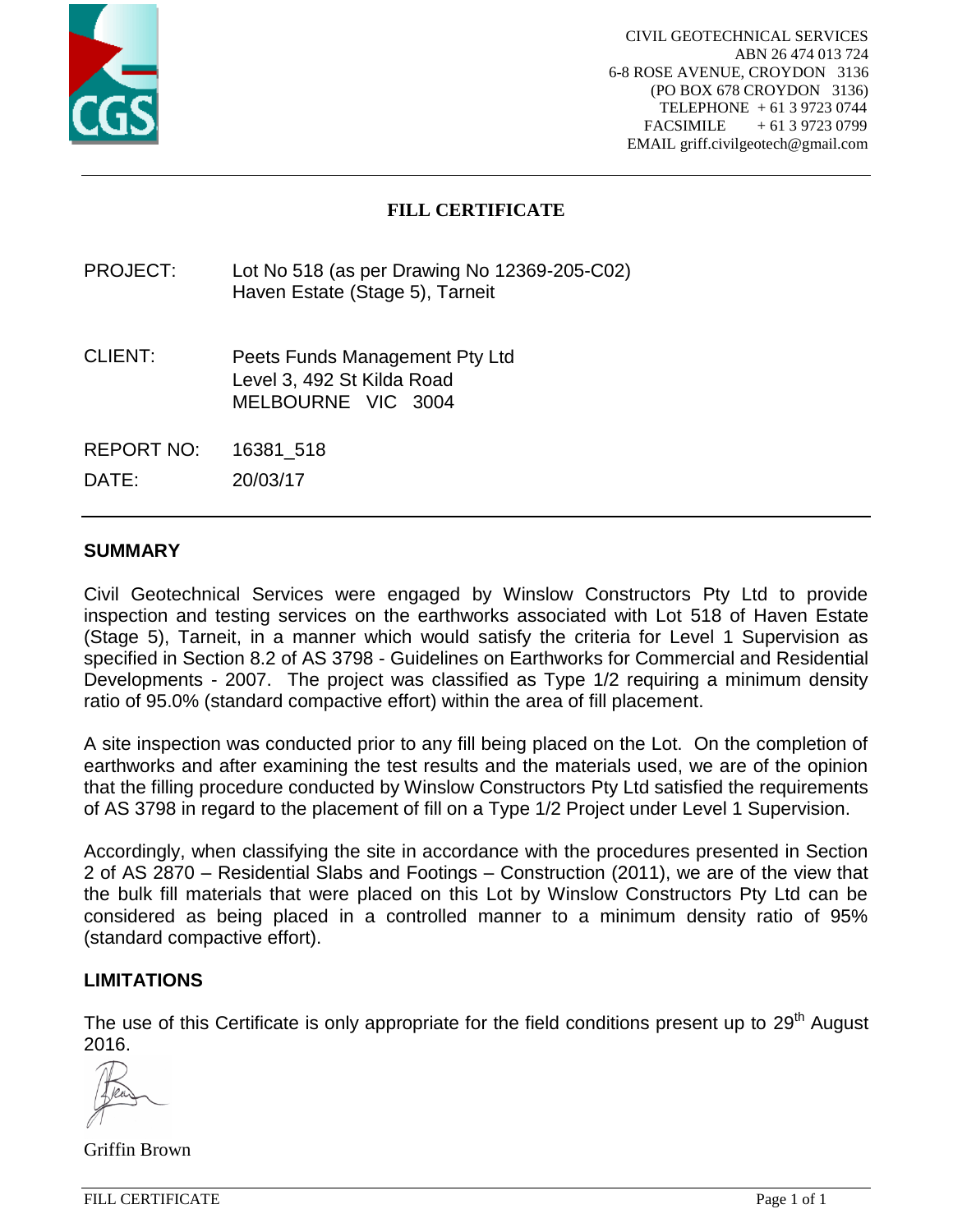CIVIL GEOTECHNICAL SERVICES
ABN 26 474 013 724
6-8 ROSE AVENUE, CROYDON 3136
(PO BOX 678 CROYDON 3136)
TELEPHONE + 61 3 9723 0744
FACSIMILE + 61 3 9723 0799
EMAIL griff.civilgeotech@gmail.com

# FILL CERTIFICATE

| | |
|---|---|
| PROJECT: | Lot No 518 (as per Drawing No 12369-205-C02)<br>Haven Estate (Stage 5), Tarneit |
| CLIENT: | Peets Funds Management Pty Ltd<br>Level 3, 492 St Kilda Road<br>MELBOURNE VIC 3004 |
| REPORT NO: | 16381_518 |
| DATE: | 20/03/17 |

## SUMMARY

Civil Geotechnical Services were engaged by Winslow Constructors Pty Ltd to provide inspection and testing services on the earthworks associated with Lot 518 of Haven Estate (Stage 5), Tarneit, in a manner which would satisfy the criteria for Level 1 Supervision as specified in Section 8.2 of AS 3798 - Guidelines on Earthworks for Commercial and Residential Developments - 2007. The project was classified as Type 1/2 requiring a minimum density ratio of 95.0% (standard compactive effort) within the area of fill placement.

A site inspection was conducted prior to any fill being placed on the Lot. On the completion of earthworks and after examining the test results and the materials used, we are of the opinion that the filling procedure conducted by Winslow Constructors Pty Ltd satisfied the requirements of AS 3798 in regard to the placement of fill on a Type 1/2 Project under Level 1 Supervision.

Accordingly, when classifying the site in accordance with the procedures presented in Section 2 of AS 2870 – Residential Slabs and Footings – Construction (2011), we are of the view that the bulk fill materials that were placed on this Lot by Winslow Constructors Pty Ltd can be considered as being placed in a controlled manner to a minimum density ratio of 95% (standard compactive effort).

## LIMITATIONS

The use of this Certificate is only appropriate for the field conditions present up to 29th August 2016.

Griffin Brown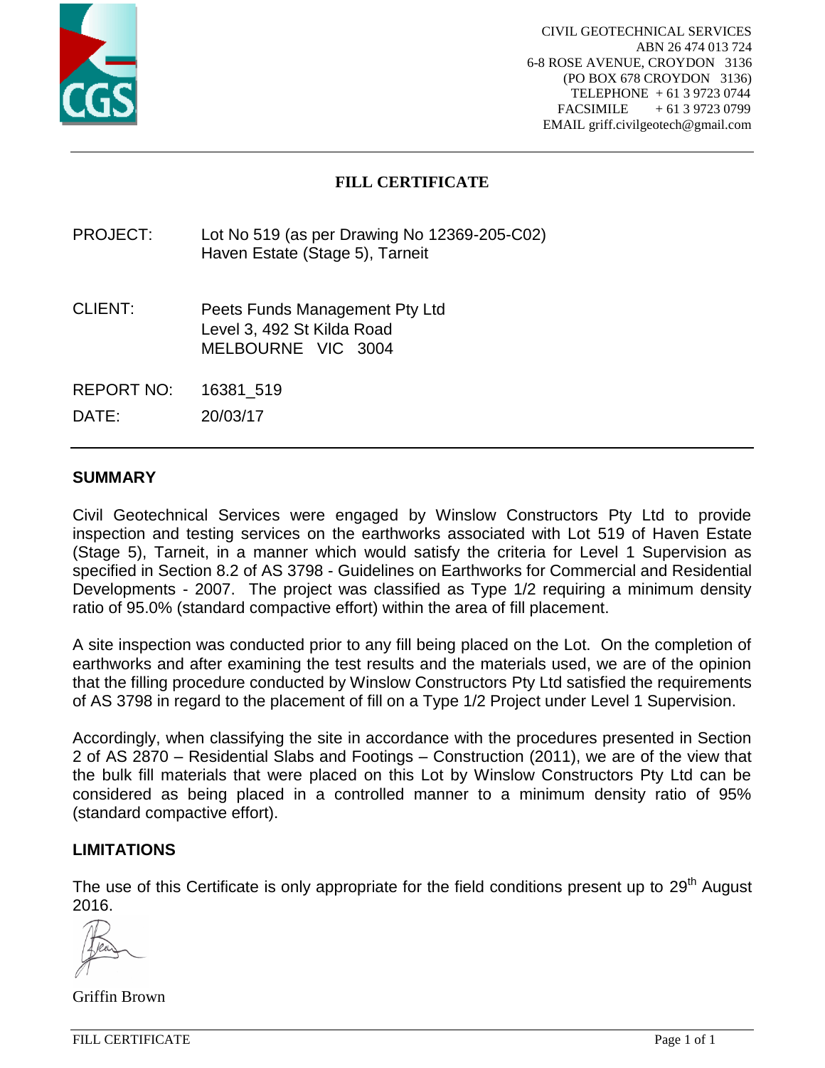CIVIL GEOTECHNICAL SERVICES
ABN 26 474 013 724
6-8 ROSE AVENUE, CROYDON 3136
(PO BOX 678 CROYDON 3136)
TELEPHONE + 61 3 9723 0744
FACSIMILE + 61 3 9723 0799
EMAIL griff.civilgeotech@gmail.com

# FILL CERTIFICATE

PROJECT: Lot No 519 (as per Drawing No 12369-205-C02)
Haven Estate (Stage 5), Tarneit

CLIENT: Peets Funds Management Pty Ltd
Level 3, 492 St Kilda Road
MELBOURNE VIC 3004

REPORT NO: 16381_519

DATE: 20/03/17

## SUMMARY

Civil Geotechnical Services were engaged by Winslow Constructors Pty Ltd to provide inspection and testing services on the earthworks associated with Lot 519 of Haven Estate (Stage 5), Tarneit, in a manner which would satisfy the criteria for Level 1 Supervision as specified in Section 8.2 of AS 3798 - Guidelines on Earthworks for Commercial and Residential Developments - 2007. The project was classified as Type 1/2 requiring a minimum density ratio of 95.0% (standard compactive effort) within the area of fill placement.

A site inspection was conducted prior to any fill being placed on the Lot. On the completion of earthworks and after examining the test results and the materials used, we are of the opinion that the filling procedure conducted by Winslow Constructors Pty Ltd satisfied the requirements of AS 3798 in regard to the placement of fill on a Type 1/2 Project under Level 1 Supervision.

Accordingly, when classifying the site in accordance with the procedures presented in Section 2 of AS 2870 – Residential Slabs and Footings – Construction (2011), we are of the view that the bulk fill materials that were placed on this Lot by Winslow Constructors Pty Ltd can be considered as being placed in a controlled manner to a minimum density ratio of 95% (standard compactive effort).

## LIMITATIONS

The use of this Certificate is only appropriate for the field conditions present up to 29th August 2016.

Griffin Brown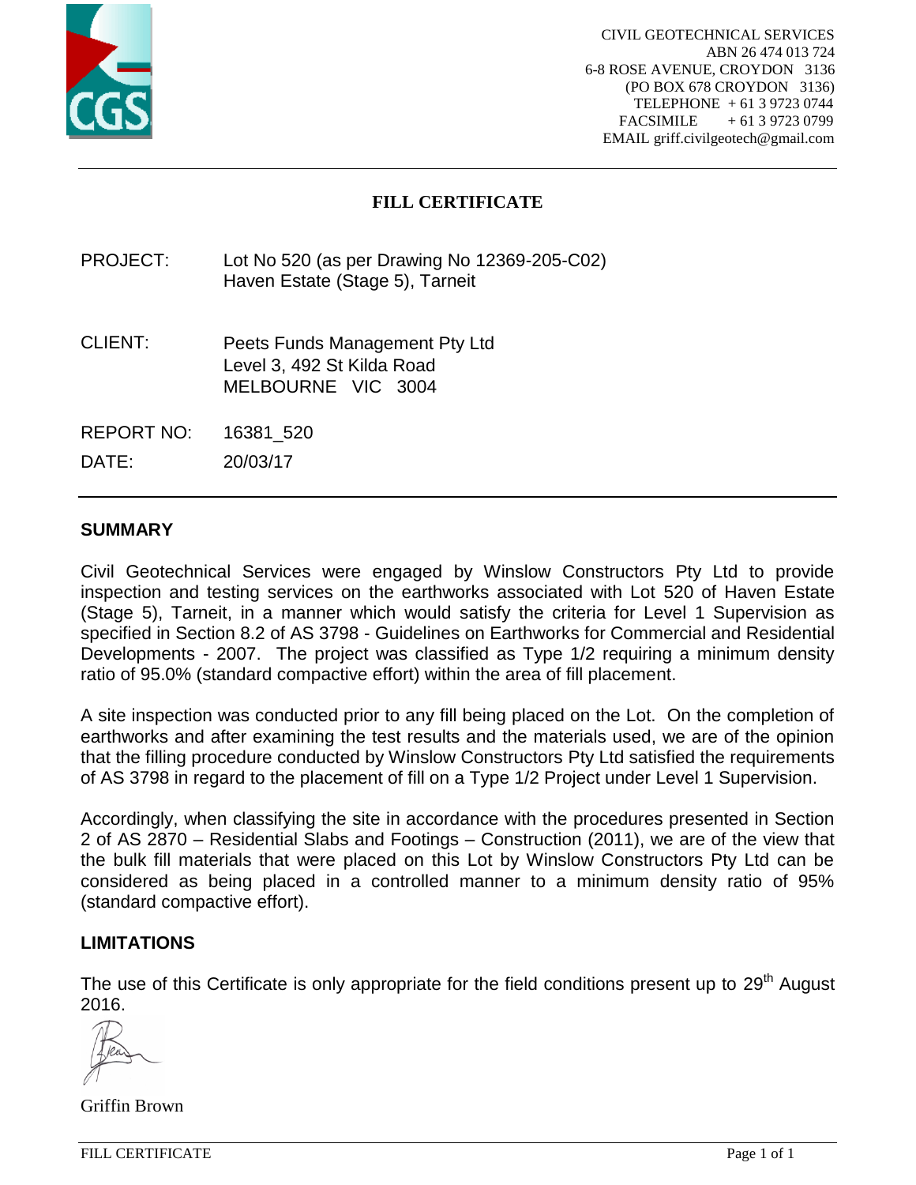CIVIL GEOTECHNICAL SERVICES
ABN 26 474 013 724
6-8 ROSE AVENUE, CROYDON 3136
(PO BOX 678 CROYDON 3136)
TELEPHONE + 61 3 9723 0744
FACSIMILE + 61 3 9723 0799
EMAIL griff.civilgeotech@gmail.com

# FILL CERTIFICATE

PROJECT: Lot No 520 (as per Drawing No 12369-205-C02)
Haven Estate (Stage 5), Tarneit

CLIENT: Peets Funds Management Pty Ltd
Level 3, 492 St Kilda Road
MELBOURNE VIC 3004

REPORT NO: 16381_520

DATE: 20/03/17

## SUMMARY

Civil Geotechnical Services were engaged by Winslow Constructors Pty Ltd to provide inspection and testing services on the earthworks associated with Lot 520 of Haven Estate (Stage 5), Tarneit, in a manner which would satisfy the criteria for Level 1 Supervision as specified in Section 8.2 of AS 3798 - Guidelines on Earthworks for Commercial and Residential Developments - 2007. The project was classified as Type 1/2 requiring a minimum density ratio of 95.0% (standard compactive effort) within the area of fill placement.

A site inspection was conducted prior to any fill being placed on the Lot. On the completion of earthworks and after examining the test results and the materials used, we are of the opinion that the filling procedure conducted by Winslow Constructors Pty Ltd satisfied the requirements of AS 3798 in regard to the placement of fill on a Type 1/2 Project under Level 1 Supervision.

Accordingly, when classifying the site in accordance with the procedures presented in Section 2 of AS 2870 – Residential Slabs and Footings – Construction (2011), we are of the view that the bulk fill materials that were placed on this Lot by Winslow Constructors Pty Ltd can be considered as being placed in a controlled manner to a minimum density ratio of 95% (standard compactive effort).

## LIMITATIONS

The use of this Certificate is only appropriate for the field conditions present up to 29th August 2016.

Griffin Brown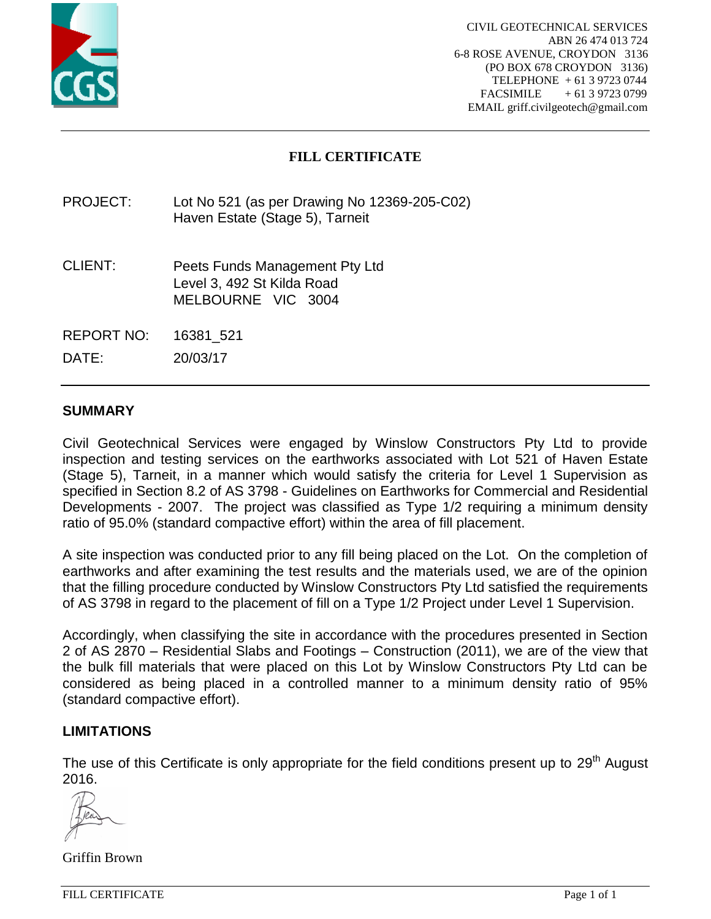CIVIL GEOTECHNICAL SERVICES
ABN 26 474 013 724
6-8 ROSE AVENUE, CROYDON 3136
(PO BOX 678 CROYDON 3136)
TELEPHONE + 61 3 9723 0744
FACSIMILE + 61 3 9723 0799
EMAIL griff.civilgeotech@gmail.com

# FILL CERTIFICATE

PROJECT: Lot No 521 (as per Drawing No 12369-205-C02)
Haven Estate (Stage 5), Tarneit

CLIENT: Peets Funds Management Pty Ltd
Level 3, 492 St Kilda Road
MELBOURNE VIC 3004

REPORT NO: 16381_521

DATE: 20/03/17

## SUMMARY

Civil Geotechnical Services were engaged by Winslow Constructors Pty Ltd to provide inspection and testing services on the earthworks associated with Lot 521 of Haven Estate (Stage 5), Tarneit, in a manner which would satisfy the criteria for Level 1 Supervision as specified in Section 8.2 of AS 3798 - Guidelines on Earthworks for Commercial and Residential Developments - 2007. The project was classified as Type 1/2 requiring a minimum density ratio of 95.0% (standard compactive effort) within the area of fill placement.

A site inspection was conducted prior to any fill being placed on the Lot. On the completion of earthworks and after examining the test results and the materials used, we are of the opinion that the filling procedure conducted by Winslow Constructors Pty Ltd satisfied the requirements of AS 3798 in regard to the placement of fill on a Type 1/2 Project under Level 1 Supervision.

Accordingly, when classifying the site in accordance with the procedures presented in Section 2 of AS 2870 – Residential Slabs and Footings – Construction (2011), we are of the view that the bulk fill materials that were placed on this Lot by Winslow Constructors Pty Ltd can be considered as being placed in a controlled manner to a minimum density ratio of 95% (standard compactive effort).

## LIMITATIONS

The use of this Certificate is only appropriate for the field conditions present up to 29th August 2016.

Griffin Brown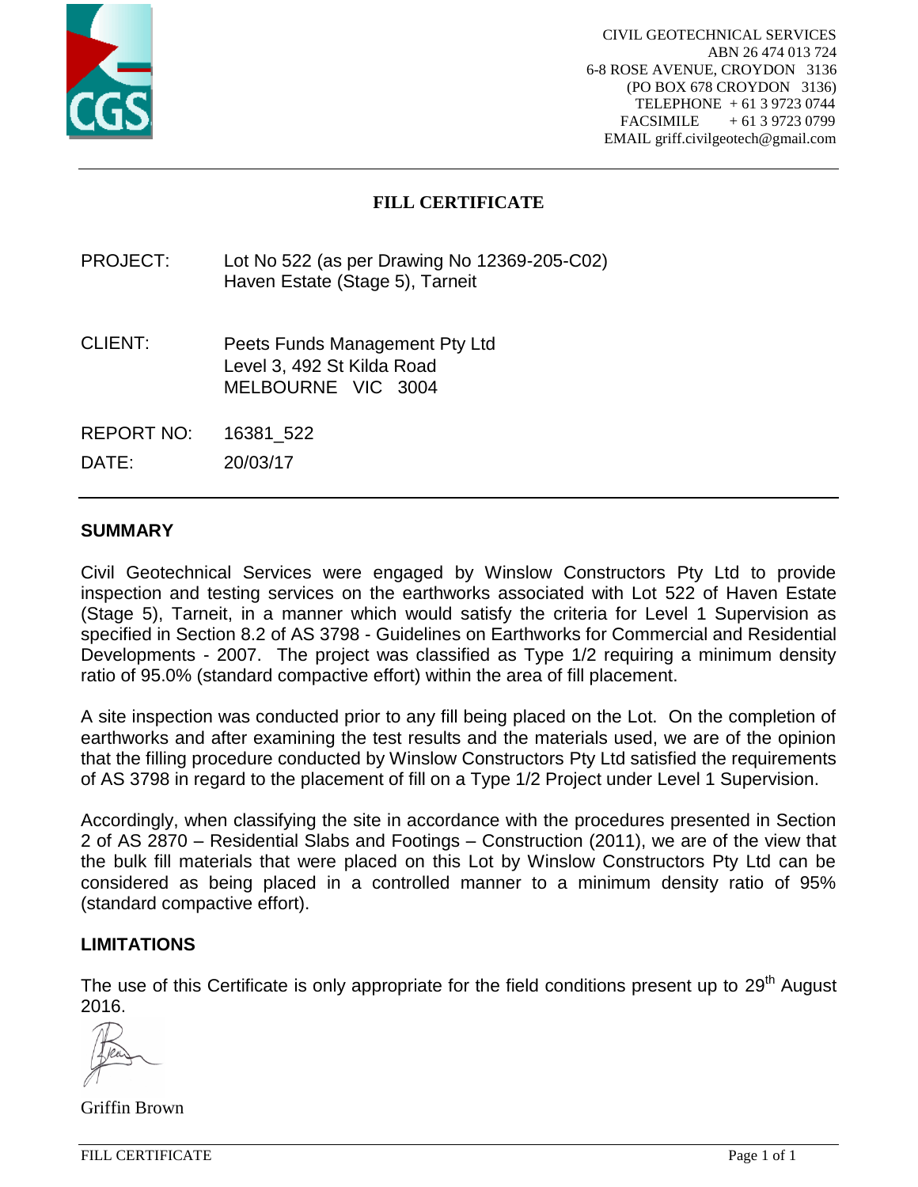CIVIL GEOTECHNICAL SERVICES
ABN 26 474 013 724
6-8 ROSE AVENUE, CROYDON 3136
(PO BOX 678 CROYDON 3136)
TELEPHONE + 61 3 9723 0744
FACSIMILE + 61 3 9723 0799
EMAIL griff.civilgeotech@gmail.com

# FILL CERTIFICATE

PROJECT: Lot No 522 (as per Drawing No 12369-205-C02)
Haven Estate (Stage 5), Tarneit

CLIENT: Peets Funds Management Pty Ltd
Level 3, 492 St Kilda Road
MELBOURNE VIC 3004

REPORT NO: 16381_522

DATE: 20/03/17

## SUMMARY

Civil Geotechnical Services were engaged by Winslow Constructors Pty Ltd to provide inspection and testing services on the earthworks associated with Lot 522 of Haven Estate (Stage 5), Tarneit, in a manner which would satisfy the criteria for Level 1 Supervision as specified in Section 8.2 of AS 3798 - Guidelines on Earthworks for Commercial and Residential Developments - 2007. The project was classified as Type 1/2 requiring a minimum density ratio of 95.0% (standard compactive effort) within the area of fill placement.

A site inspection was conducted prior to any fill being placed on the Lot. On the completion of earthworks and after examining the test results and the materials used, we are of the opinion that the filling procedure conducted by Winslow Constructors Pty Ltd satisfied the requirements of AS 3798 in regard to the placement of fill on a Type 1/2 Project under Level 1 Supervision.

Accordingly, when classifying the site in accordance with the procedures presented in Section 2 of AS 2870 – Residential Slabs and Footings – Construction (2011), we are of the view that the bulk fill materials that were placed on this Lot by Winslow Constructors Pty Ltd can be considered as being placed in a controlled manner to a minimum density ratio of 95% (standard compactive effort).

## LIMITATIONS

The use of this Certificate is only appropriate for the field conditions present up to 29th August 2016.

Griffin Brown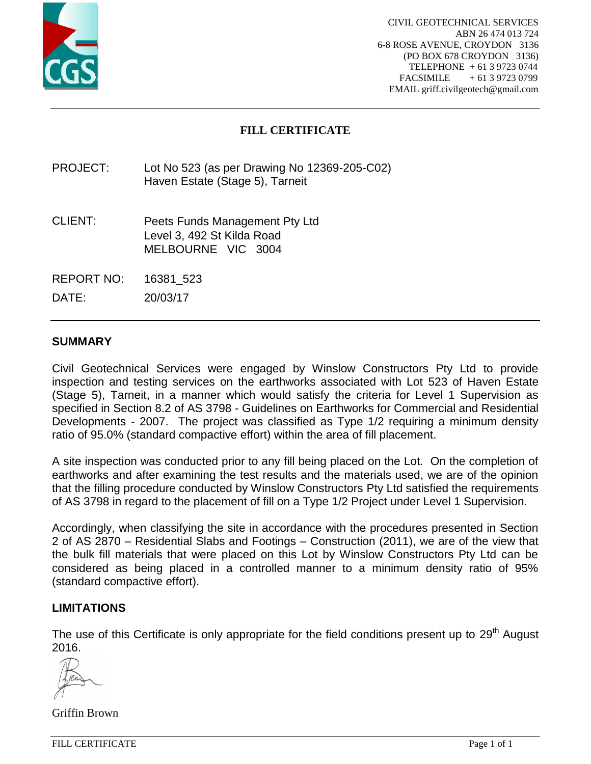CIVIL GEOTECHNICAL SERVICES
ABN 26 474 013 724
6-8 ROSE AVENUE, CROYDON 3136
(PO BOX 678 CROYDON 3136)
TELEPHONE + 61 3 9723 0744
FACSIMILE + 61 3 9723 0799
EMAIL griff.civilgeotech@gmail.com

# FILL CERTIFICATE

PROJECT: Lot No 523 (as per Drawing No 12369-205-C02)
Haven Estate (Stage 5), Tarneit

CLIENT: Peets Funds Management Pty Ltd
Level 3, 492 St Kilda Road
MELBOURNE VIC 3004

REPORT NO: 16381_523

DATE: 20/03/17

## SUMMARY

Civil Geotechnical Services were engaged by Winslow Constructors Pty Ltd to provide inspection and testing services on the earthworks associated with Lot 523 of Haven Estate (Stage 5), Tarneit, in a manner which would satisfy the criteria for Level 1 Supervision as specified in Section 8.2 of AS 3798 - Guidelines on Earthworks for Commercial and Residential Developments - 2007. The project was classified as Type 1/2 requiring a minimum density ratio of 95.0% (standard compactive effort) within the area of fill placement.

A site inspection was conducted prior to any fill being placed on the Lot. On the completion of earthworks and after examining the test results and the materials used, we are of the opinion that the filling procedure conducted by Winslow Constructors Pty Ltd satisfied the requirements of AS 3798 in regard to the placement of fill on a Type 1/2 Project under Level 1 Supervision.

Accordingly, when classifying the site in accordance with the procedures presented in Section 2 of AS 2870 – Residential Slabs and Footings – Construction (2011), we are of the view that the bulk fill materials that were placed on this Lot by Winslow Constructors Pty Ltd can be considered as being placed in a controlled manner to a minimum density ratio of 95% (standard compactive effort).

## LIMITATIONS

The use of this Certificate is only appropriate for the field conditions present up to 29th August 2016.

Griffin Brown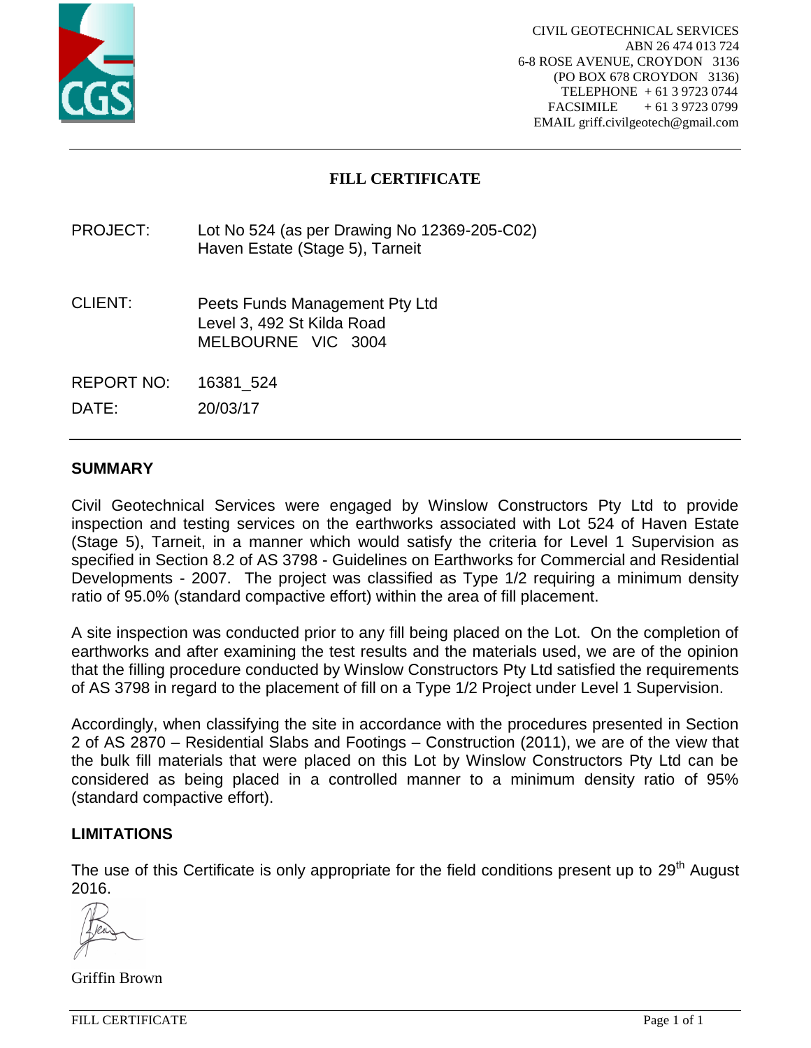CIVIL GEOTECHNICAL SERVICES
ABN 26 474 013 724
6-8 ROSE AVENUE, CROYDON 3136
(PO BOX 678 CROYDON 3136)
TELEPHONE + 61 3 9723 0744
FACSIMILE + 61 3 9723 0799
EMAIL griff.civilgeotech@gmail.com

# FILL CERTIFICATE

PROJECT: Lot No 524 (as per Drawing No 12369-205-C02)
Haven Estate (Stage 5), Tarneit

CLIENT: Peets Funds Management Pty Ltd
Level 3, 492 St Kilda Road
MELBOURNE VIC 3004

REPORT NO: 16381_524

DATE: 20/03/17

## SUMMARY

Civil Geotechnical Services were engaged by Winslow Constructors Pty Ltd to provide inspection and testing services on the earthworks associated with Lot 524 of Haven Estate (Stage 5), Tarneit, in a manner which would satisfy the criteria for Level 1 Supervision as specified in Section 8.2 of AS 3798 - Guidelines on Earthworks for Commercial and Residential Developments - 2007. The project was classified as Type 1/2 requiring a minimum density ratio of 95.0% (standard compactive effort) within the area of fill placement.

A site inspection was conducted prior to any fill being placed on the Lot. On the completion of earthworks and after examining the test results and the materials used, we are of the opinion that the filling procedure conducted by Winslow Constructors Pty Ltd satisfied the requirements of AS 3798 in regard to the placement of fill on a Type 1/2 Project under Level 1 Supervision.

Accordingly, when classifying the site in accordance with the procedures presented in Section 2 of AS 2870 – Residential Slabs and Footings – Construction (2011), we are of the view that the bulk fill materials that were placed on this Lot by Winslow Constructors Pty Ltd can be considered as being placed in a controlled manner to a minimum density ratio of 95% (standard compactive effort).

## LIMITATIONS

The use of this Certificate is only appropriate for the field conditions present up to 29th August 2016.

Griffin Brown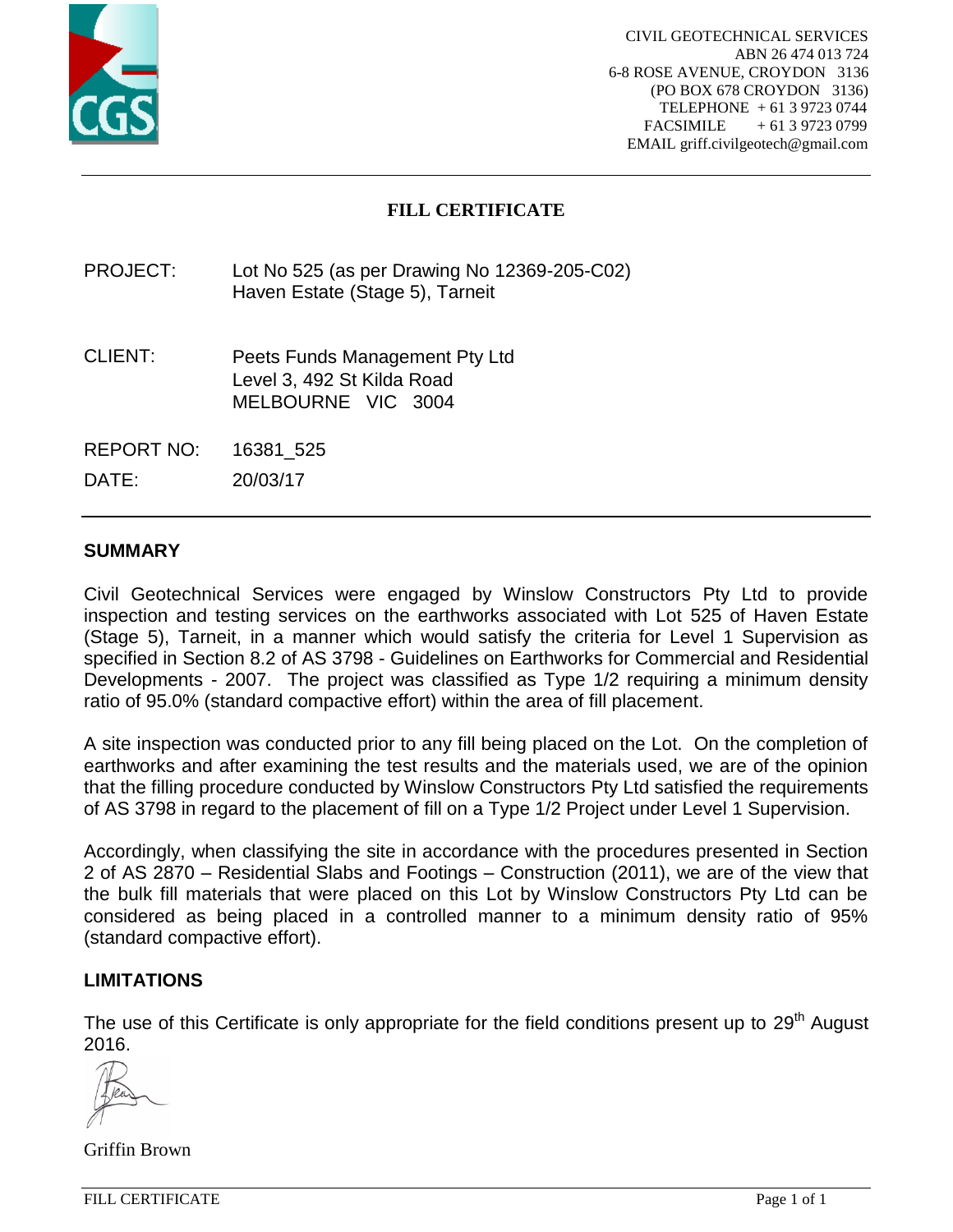CIVIL GEOTECHNICAL SERVICES
ABN 26 474 013 724
6-8 ROSE AVENUE, CROYDON 3136
(PO BOX 678 CROYDON 3136)
TELEPHONE + 61 3 9723 0744
FACSIMILE + 61 3 9723 0799
EMAIL griff.civilgeotech@gmail.com

# FILL CERTIFICATE

PROJECT: Lot No 525 (as per Drawing No 12369-205-C02)
Haven Estate (Stage 5), Tarneit

CLIENT: Peets Funds Management Pty Ltd
Level 3, 492 St Kilda Road
MELBOURNE VIC 3004

REPORT NO: 16381_525

DATE: 20/03/17

## SUMMARY

Civil Geotechnical Services were engaged by Winslow Constructors Pty Ltd to provide inspection and testing services on the earthworks associated with Lot 525 of Haven Estate (Stage 5), Tarneit, in a manner which would satisfy the criteria for Level 1 Supervision as specified in Section 8.2 of AS 3798 - Guidelines on Earthworks for Commercial and Residential Developments - 2007. The project was classified as Type 1/2 requiring a minimum density ratio of 95.0% (standard compactive effort) within the area of fill placement.

A site inspection was conducted prior to any fill being placed on the Lot. On the completion of earthworks and after examining the test results and the materials used, we are of the opinion that the filling procedure conducted by Winslow Constructors Pty Ltd satisfied the requirements of AS 3798 in regard to the placement of fill on a Type 1/2 Project under Level 1 Supervision.

Accordingly, when classifying the site in accordance with the procedures presented in Section 2 of AS 2870 – Residential Slabs and Footings – Construction (2011), we are of the view that the bulk fill materials that were placed on this Lot by Winslow Constructors Pty Ltd can be considered as being placed in a controlled manner to a minimum density ratio of 95% (standard compactive effort).

## LIMITATIONS

The use of this Certificate is only appropriate for the field conditions present up to 29th August 2016.

Griffin Brown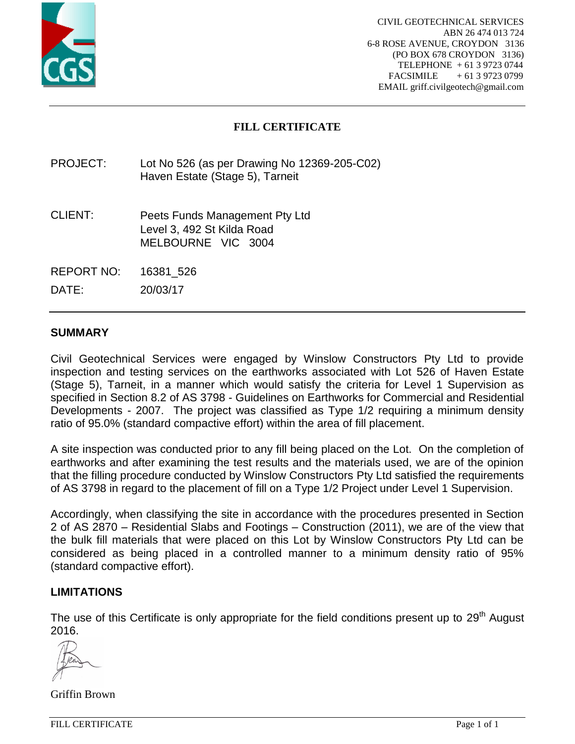CIVIL GEOTECHNICAL SERVICES
ABN 26 474 013 724
6-8 ROSE AVENUE, CROYDON 3136
(PO BOX 678 CROYDON 3136)
TELEPHONE + 61 3 9723 0744
FACSIMILE + 61 3 9723 0799
EMAIL griff.civilgeotech@gmail.com

# FILL CERTIFICATE

PROJECT: Lot No 526 (as per Drawing No 12369-205-C02)
Haven Estate (Stage 5), Tarneit

CLIENT: Peets Funds Management Pty Ltd
Level 3, 492 St Kilda Road
MELBOURNE VIC 3004

REPORT NO: 16381_526

DATE: 20/03/17

## SUMMARY

Civil Geotechnical Services were engaged by Winslow Constructors Pty Ltd to provide inspection and testing services on the earthworks associated with Lot 526 of Haven Estate (Stage 5), Tarneit, in a manner which would satisfy the criteria for Level 1 Supervision as specified in Section 8.2 of AS 3798 - Guidelines on Earthworks for Commercial and Residential Developments - 2007. The project was classified as Type 1/2 requiring a minimum density ratio of 95.0% (standard compactive effort) within the area of fill placement.

A site inspection was conducted prior to any fill being placed on the Lot. On the completion of earthworks and after examining the test results and the materials used, we are of the opinion that the filling procedure conducted by Winslow Constructors Pty Ltd satisfied the requirements of AS 3798 in regard to the placement of fill on a Type 1/2 Project under Level 1 Supervision.

Accordingly, when classifying the site in accordance with the procedures presented in Section 2 of AS 2870 – Residential Slabs and Footings – Construction (2011), we are of the view that the bulk fill materials that were placed on this Lot by Winslow Constructors Pty Ltd can be considered as being placed in a controlled manner to a minimum density ratio of 95% (standard compactive effort).

## LIMITATIONS

The use of this Certificate is only appropriate for the field conditions present up to 29th August 2016.

Griffin Brown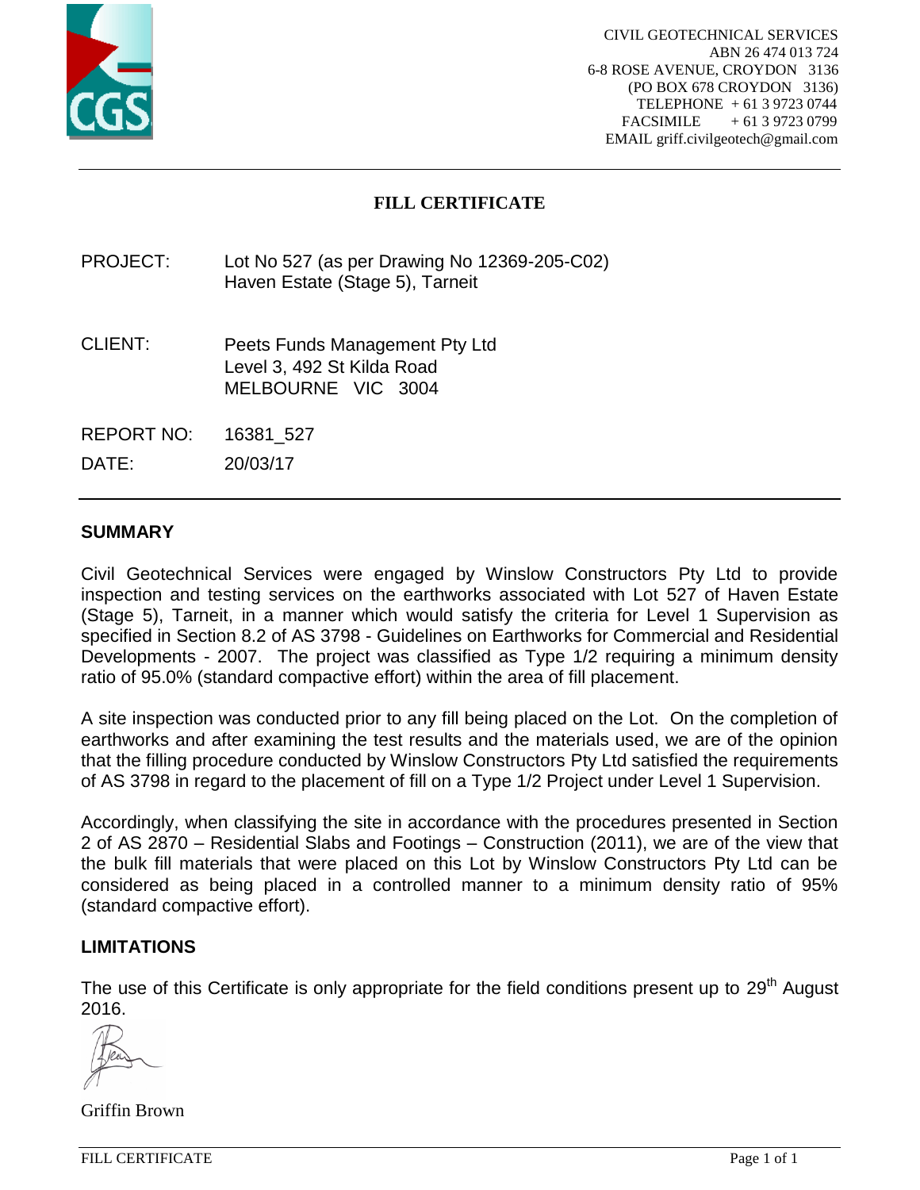CIVIL GEOTECHNICAL SERVICES
ABN 26 474 013 724
6-8 ROSE AVENUE, CROYDON 3136
(PO BOX 678 CROYDON 3136)
TELEPHONE + 61 3 9723 0744
FACSIMILE + 61 3 9723 0799
EMAIL griff.civilgeotech@gmail.com

# FILL CERTIFICATE

PROJECT: Lot No 527 (as per Drawing No 12369-205-C02)
Haven Estate (Stage 5), Tarneit

CLIENT: Peets Funds Management Pty Ltd
Level 3, 492 St Kilda Road
MELBOURNE VIC 3004

REPORT NO: 16381_527

DATE: 20/03/17

## SUMMARY

Civil Geotechnical Services were engaged by Winslow Constructors Pty Ltd to provide inspection and testing services on the earthworks associated with Lot 527 of Haven Estate (Stage 5), Tarneit, in a manner which would satisfy the criteria for Level 1 Supervision as specified in Section 8.2 of AS 3798 - Guidelines on Earthworks for Commercial and Residential Developments - 2007. The project was classified as Type 1/2 requiring a minimum density ratio of 95.0% (standard compactive effort) within the area of fill placement.

A site inspection was conducted prior to any fill being placed on the Lot. On the completion of earthworks and after examining the test results and the materials used, we are of the opinion that the filling procedure conducted by Winslow Constructors Pty Ltd satisfied the requirements of AS 3798 in regard to the placement of fill on a Type 1/2 Project under Level 1 Supervision.

Accordingly, when classifying the site in accordance with the procedures presented in Section 2 of AS 2870 – Residential Slabs and Footings – Construction (2011), we are of the view that the bulk fill materials that were placed on this Lot by Winslow Constructors Pty Ltd can be considered as being placed in a controlled manner to a minimum density ratio of 95% (standard compactive effort).

## LIMITATIONS

The use of this Certificate is only appropriate for the field conditions present up to 29th August 2016.

Griffin Brown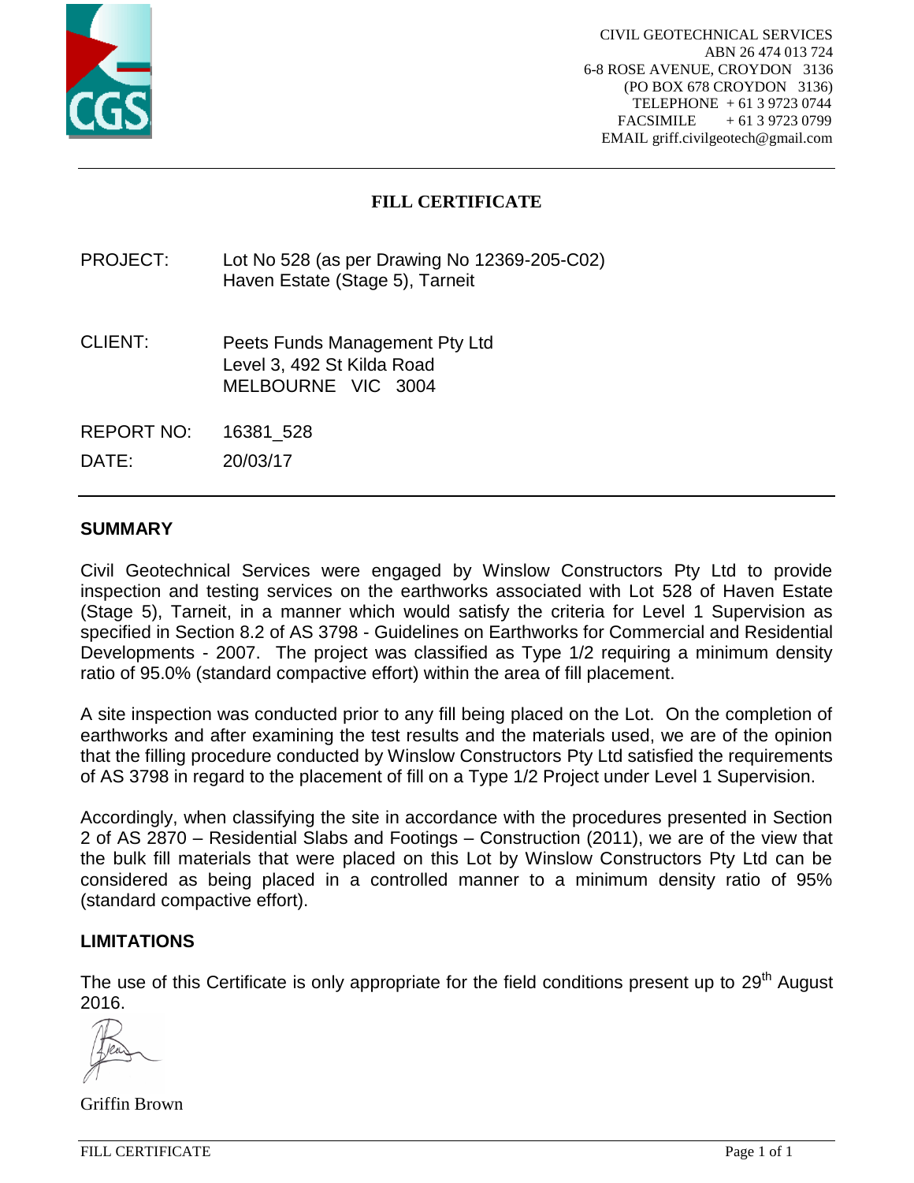CIVIL GEOTECHNICAL SERVICES
ABN 26 474 013 724
6-8 ROSE AVENUE, CROYDON 3136
(PO BOX 678 CROYDON 3136)
TELEPHONE + 61 3 9723 0744
FACSIMILE + 61 3 9723 0799
EMAIL griff.civilgeotech@gmail.com

# FILL CERTIFICATE

PROJECT: Lot No 528 (as per Drawing No 12369-205-C02)
Haven Estate (Stage 5), Tarneit

CLIENT: Peets Funds Management Pty Ltd
Level 3, 492 St Kilda Road
MELBOURNE VIC 3004

REPORT NO: 16381_528

DATE: 20/03/17

## SUMMARY

Civil Geotechnical Services were engaged by Winslow Constructors Pty Ltd to provide inspection and testing services on the earthworks associated with Lot 528 of Haven Estate (Stage 5), Tarneit, in a manner which would satisfy the criteria for Level 1 Supervision as specified in Section 8.2 of AS 3798 - Guidelines on Earthworks for Commercial and Residential Developments - 2007. The project was classified as Type 1/2 requiring a minimum density ratio of 95.0% (standard compactive effort) within the area of fill placement.

A site inspection was conducted prior to any fill being placed on the Lot. On the completion of earthworks and after examining the test results and the materials used, we are of the opinion that the filling procedure conducted by Winslow Constructors Pty Ltd satisfied the requirements of AS 3798 in regard to the placement of fill on a Type 1/2 Project under Level 1 Supervision.

Accordingly, when classifying the site in accordance with the procedures presented in Section 2 of AS 2870 – Residential Slabs and Footings – Construction (2011), we are of the view that the bulk fill materials that were placed on this Lot by Winslow Constructors Pty Ltd can be considered as being placed in a controlled manner to a minimum density ratio of 95% (standard compactive effort).

## LIMITATIONS

The use of this Certificate is only appropriate for the field conditions present up to 29th August 2016.

Griffin Brown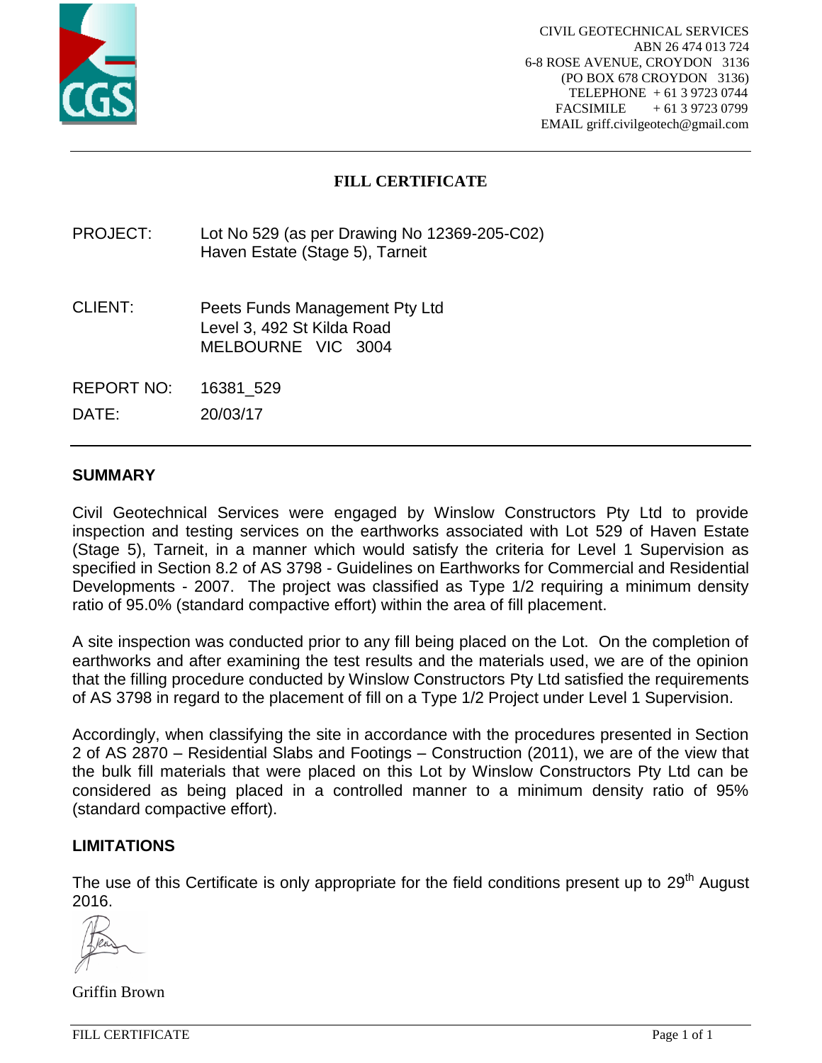CIVIL GEOTECHNICAL SERVICES
ABN 26 474 013 724
6-8 ROSE AVENUE, CROYDON 3136
(PO BOX 678 CROYDON 3136)
TELEPHONE + 61 3 9723 0744
FACSIMILE + 61 3 9723 0799
EMAIL griff.civilgeotech@gmail.com

# FILL CERTIFICATE

PROJECT: Lot No 529 (as per Drawing No 12369-205-C02)
Haven Estate (Stage 5), Tarneit

CLIENT: Peets Funds Management Pty Ltd
Level 3, 492 St Kilda Road
MELBOURNE VIC 3004

REPORT NO: 16381_529

DATE: 20/03/17

## SUMMARY

Civil Geotechnical Services were engaged by Winslow Constructors Pty Ltd to provide inspection and testing services on the earthworks associated with Lot 529 of Haven Estate (Stage 5), Tarneit, in a manner which would satisfy the criteria for Level 1 Supervision as specified in Section 8.2 of AS 3798 - Guidelines on Earthworks for Commercial and Residential Developments - 2007. The project was classified as Type 1/2 requiring a minimum density ratio of 95.0% (standard compactive effort) within the area of fill placement.

A site inspection was conducted prior to any fill being placed on the Lot. On the completion of earthworks and after examining the test results and the materials used, we are of the opinion that the filling procedure conducted by Winslow Constructors Pty Ltd satisfied the requirements of AS 3798 in regard to the placement of fill on a Type 1/2 Project under Level 1 Supervision.

Accordingly, when classifying the site in accordance with the procedures presented in Section 2 of AS 2870 – Residential Slabs and Footings – Construction (2011), we are of the view that the bulk fill materials that were placed on this Lot by Winslow Constructors Pty Ltd can be considered as being placed in a controlled manner to a minimum density ratio of 95% (standard compactive effort).

## LIMITATIONS

The use of this Certificate is only appropriate for the field conditions present up to 29th August 2016.

Griffin Brown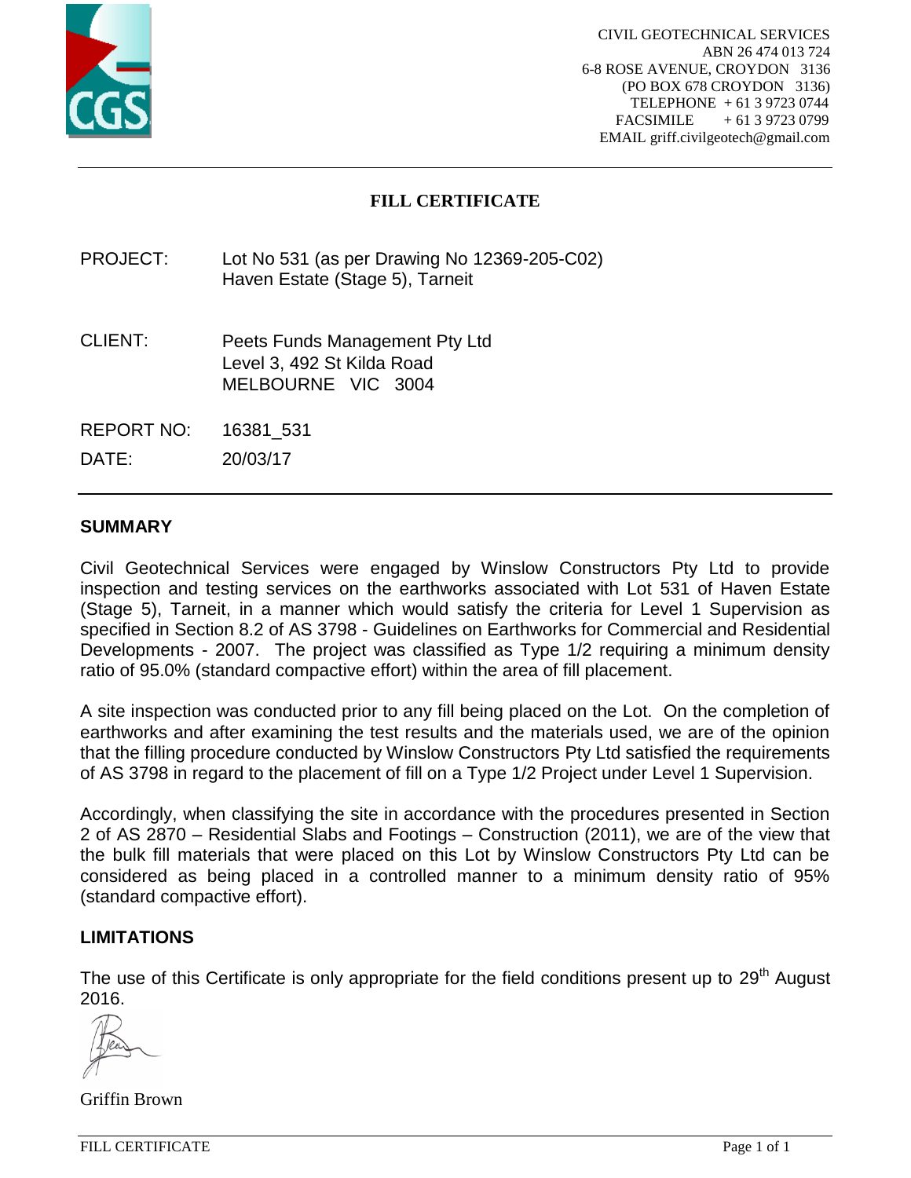CIVIL GEOTECHNICAL SERVICES
ABN 26 474 013 724
6-8 ROSE AVENUE, CROYDON 3136
(PO BOX 678 CROYDON 3136)
TELEPHONE + 61 3 9723 0744
FACSIMILE + 61 3 9723 0799
EMAIL griff.civilgeotech@gmail.com

# FILL CERTIFICATE

PROJECT: Lot No 531 (as per Drawing No 12369-205-C02)
Haven Estate (Stage 5), Tarneit

CLIENT: Peets Funds Management Pty Ltd
Level 3, 492 St Kilda Road
MELBOURNE VIC 3004

REPORT NO: 16381_531

DATE: 20/03/17

## SUMMARY

Civil Geotechnical Services were engaged by Winslow Constructors Pty Ltd to provide inspection and testing services on the earthworks associated with Lot 531 of Haven Estate (Stage 5), Tarneit, in a manner which would satisfy the criteria for Level 1 Supervision as specified in Section 8.2 of AS 3798 - Guidelines on Earthworks for Commercial and Residential Developments - 2007. The project was classified as Type 1/2 requiring a minimum density ratio of 95.0% (standard compactive effort) within the area of fill placement.

A site inspection was conducted prior to any fill being placed on the Lot. On the completion of earthworks and after examining the test results and the materials used, we are of the opinion that the filling procedure conducted by Winslow Constructors Pty Ltd satisfied the requirements of AS 3798 in regard to the placement of fill on a Type 1/2 Project under Level 1 Supervision.

Accordingly, when classifying the site in accordance with the procedures presented in Section 2 of AS 2870 – Residential Slabs and Footings – Construction (2011), we are of the view that the bulk fill materials that were placed on this Lot by Winslow Constructors Pty Ltd can be considered as being placed in a controlled manner to a minimum density ratio of 95% (standard compactive effort).

## LIMITATIONS

The use of this Certificate is only appropriate for the field conditions present up to 29th August 2016.

Griffin Brown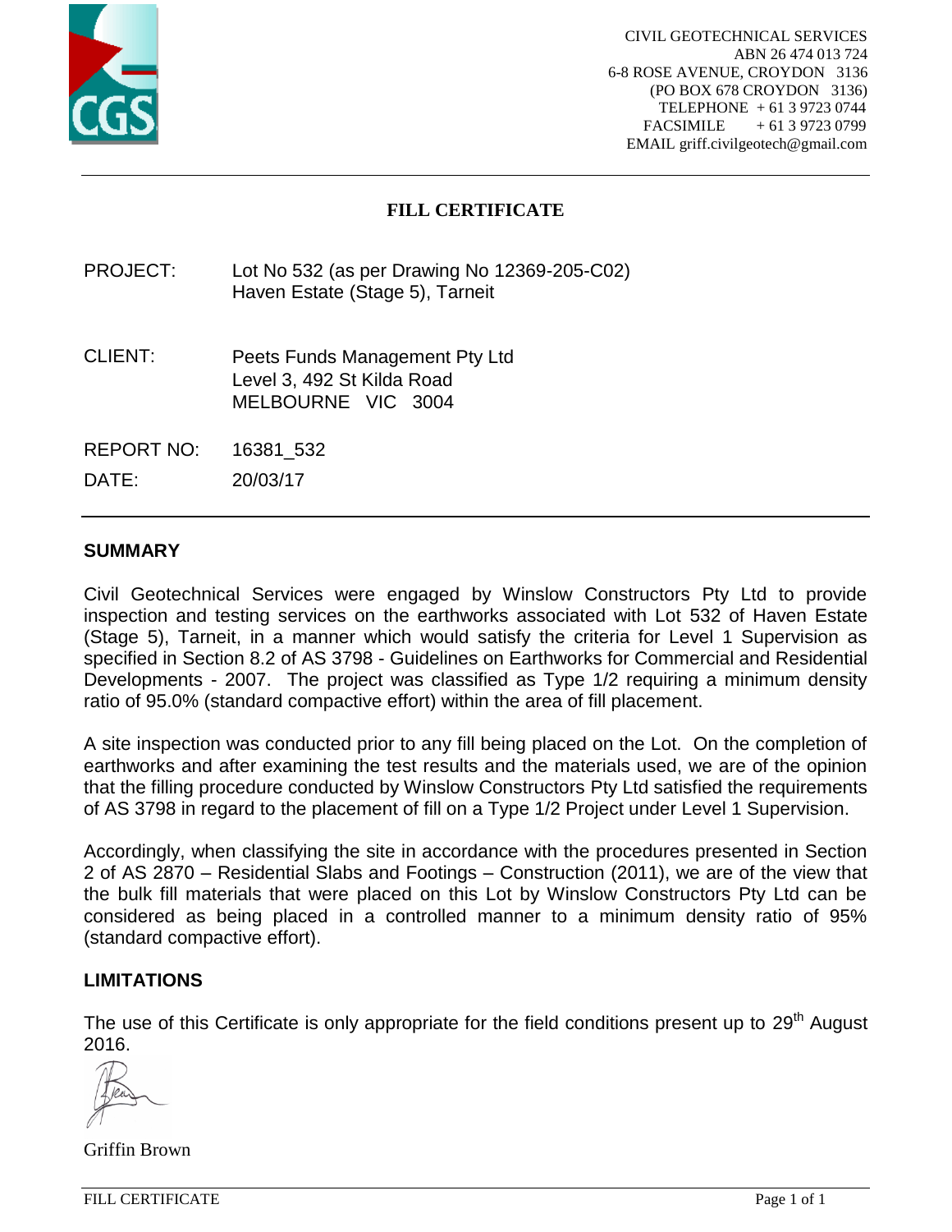CIVIL GEOTECHNICAL SERVICES
ABN 26 474 013 724
6-8 ROSE AVENUE, CROYDON 3136
(PO BOX 678 CROYDON 3136)
TELEPHONE + 61 3 9723 0744
FACSIMILE + 61 3 9723 0799
EMAIL griff.civilgeotech@gmail.com

# FILL CERTIFICATE

PROJECT: Lot No 532 (as per Drawing No 12369-205-C02)
Haven Estate (Stage 5), Tarneit

CLIENT: Peets Funds Management Pty Ltd
Level 3, 492 St Kilda Road
MELBOURNE VIC 3004

REPORT NO: 16381_532

DATE: 20/03/17

## SUMMARY

Civil Geotechnical Services were engaged by Winslow Constructors Pty Ltd to provide inspection and testing services on the earthworks associated with Lot 532 of Haven Estate (Stage 5), Tarneit, in a manner which would satisfy the criteria for Level 1 Supervision as specified in Section 8.2 of AS 3798 - Guidelines on Earthworks for Commercial and Residential Developments - 2007. The project was classified as Type 1/2 requiring a minimum density ratio of 95.0% (standard compactive effort) within the area of fill placement.

A site inspection was conducted prior to any fill being placed on the Lot. On the completion of earthworks and after examining the test results and the materials used, we are of the opinion that the filling procedure conducted by Winslow Constructors Pty Ltd satisfied the requirements of AS 3798 in regard to the placement of fill on a Type 1/2 Project under Level 1 Supervision.

Accordingly, when classifying the site in accordance with the procedures presented in Section 2 of AS 2870 – Residential Slabs and Footings – Construction (2011), we are of the view that the bulk fill materials that were placed on this Lot by Winslow Constructors Pty Ltd can be considered as being placed in a controlled manner to a minimum density ratio of 95% (standard compactive effort).

## LIMITATIONS

The use of this Certificate is only appropriate for the field conditions present up to 29th August 2016.

Griffin Brown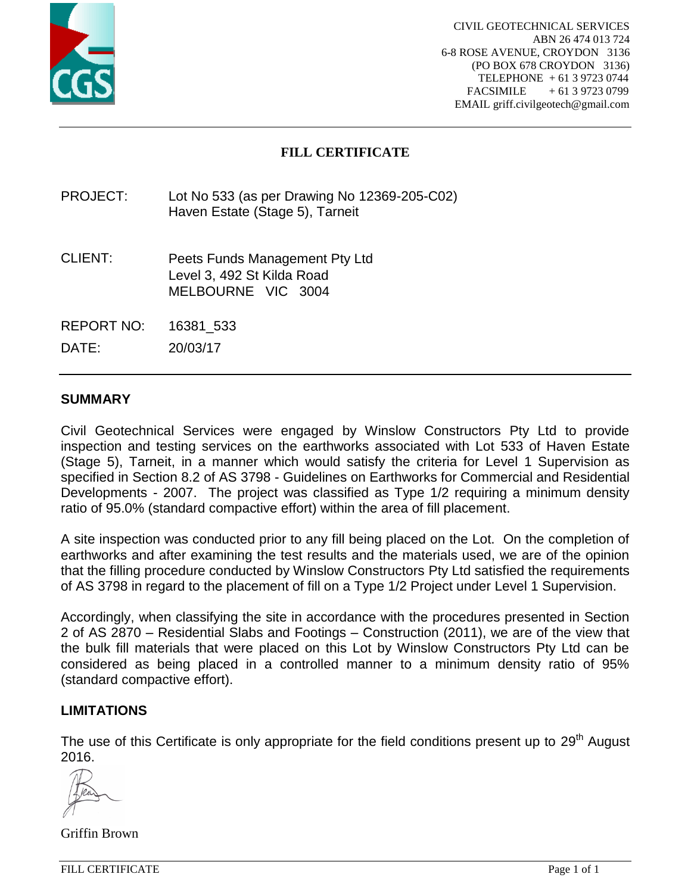CIVIL GEOTECHNICAL SERVICES
ABN 26 474 013 724
6-8 ROSE AVENUE, CROYDON 3136
(PO BOX 678 CROYDON 3136)
TELEPHONE + 61 3 9723 0744
FACSIMILE + 61 3 9723 0799
EMAIL griff.civilgeotech@gmail.com

# FILL CERTIFICATE

PROJECT: Lot No 533 (as per Drawing No 12369-205-C02)
Haven Estate (Stage 5), Tarneit

CLIENT: Peets Funds Management Pty Ltd
Level 3, 492 St Kilda Road
MELBOURNE VIC 3004

REPORT NO: 16381_533

DATE: 20/03/17

## SUMMARY

Civil Geotechnical Services were engaged by Winslow Constructors Pty Ltd to provide inspection and testing services on the earthworks associated with Lot 533 of Haven Estate (Stage 5), Tarneit, in a manner which would satisfy the criteria for Level 1 Supervision as specified in Section 8.2 of AS 3798 - Guidelines on Earthworks for Commercial and Residential Developments - 2007. The project was classified as Type 1/2 requiring a minimum density ratio of 95.0% (standard compactive effort) within the area of fill placement.

A site inspection was conducted prior to any fill being placed on the Lot. On the completion of earthworks and after examining the test results and the materials used, we are of the opinion that the filling procedure conducted by Winslow Constructors Pty Ltd satisfied the requirements of AS 3798 in regard to the placement of fill on a Type 1/2 Project under Level 1 Supervision.

Accordingly, when classifying the site in accordance with the procedures presented in Section 2 of AS 2870 – Residential Slabs and Footings – Construction (2011), we are of the view that the bulk fill materials that were placed on this Lot by Winslow Constructors Pty Ltd can be considered as being placed in a controlled manner to a minimum density ratio of 95% (standard compactive effort).

## LIMITATIONS

The use of this Certificate is only appropriate for the field conditions present up to 29th August 2016.

Griffin Brown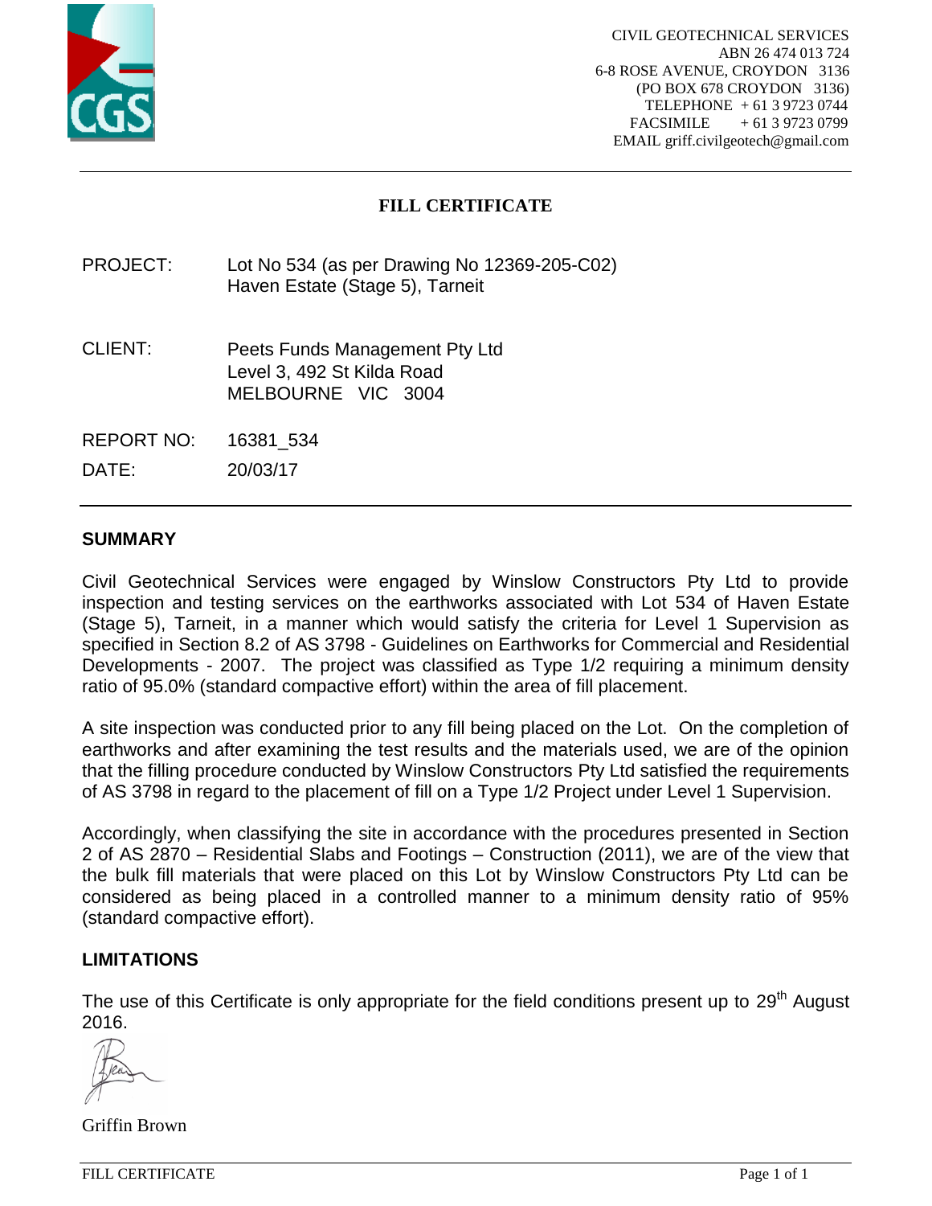CIVIL GEOTECHNICAL SERVICES
ABN 26 474 013 724
6-8 ROSE AVENUE, CROYDON 3136
(PO BOX 678 CROYDON 3136)
TELEPHONE + 61 3 9723 0744
FACSIMILE + 61 3 9723 0799
EMAIL griff.civilgeotech@gmail.com

# FILL CERTIFICATE

PROJECT: Lot No 534 (as per Drawing No 12369-205-C02)
Haven Estate (Stage 5), Tarneit

CLIENT: Peets Funds Management Pty Ltd
Level 3, 492 St Kilda Road
MELBOURNE VIC 3004

REPORT NO: 16381_534

DATE: 20/03/17

## SUMMARY

Civil Geotechnical Services were engaged by Winslow Constructors Pty Ltd to provide inspection and testing services on the earthworks associated with Lot 534 of Haven Estate (Stage 5), Tarneit, in a manner which would satisfy the criteria for Level 1 Supervision as specified in Section 8.2 of AS 3798 - Guidelines on Earthworks for Commercial and Residential Developments - 2007. The project was classified as Type 1/2 requiring a minimum density ratio of 95.0% (standard compactive effort) within the area of fill placement.

A site inspection was conducted prior to any fill being placed on the Lot. On the completion of earthworks and after examining the test results and the materials used, we are of the opinion that the filling procedure conducted by Winslow Constructors Pty Ltd satisfied the requirements of AS 3798 in regard to the placement of fill on a Type 1/2 Project under Level 1 Supervision.

Accordingly, when classifying the site in accordance with the procedures presented in Section 2 of AS 2870 – Residential Slabs and Footings – Construction (2011), we are of the view that the bulk fill materials that were placed on this Lot by Winslow Constructors Pty Ltd can be considered as being placed in a controlled manner to a minimum density ratio of 95% (standard compactive effort).

## LIMITATIONS

The use of this Certificate is only appropriate for the field conditions present up to 29th August 2016.

Griffin Brown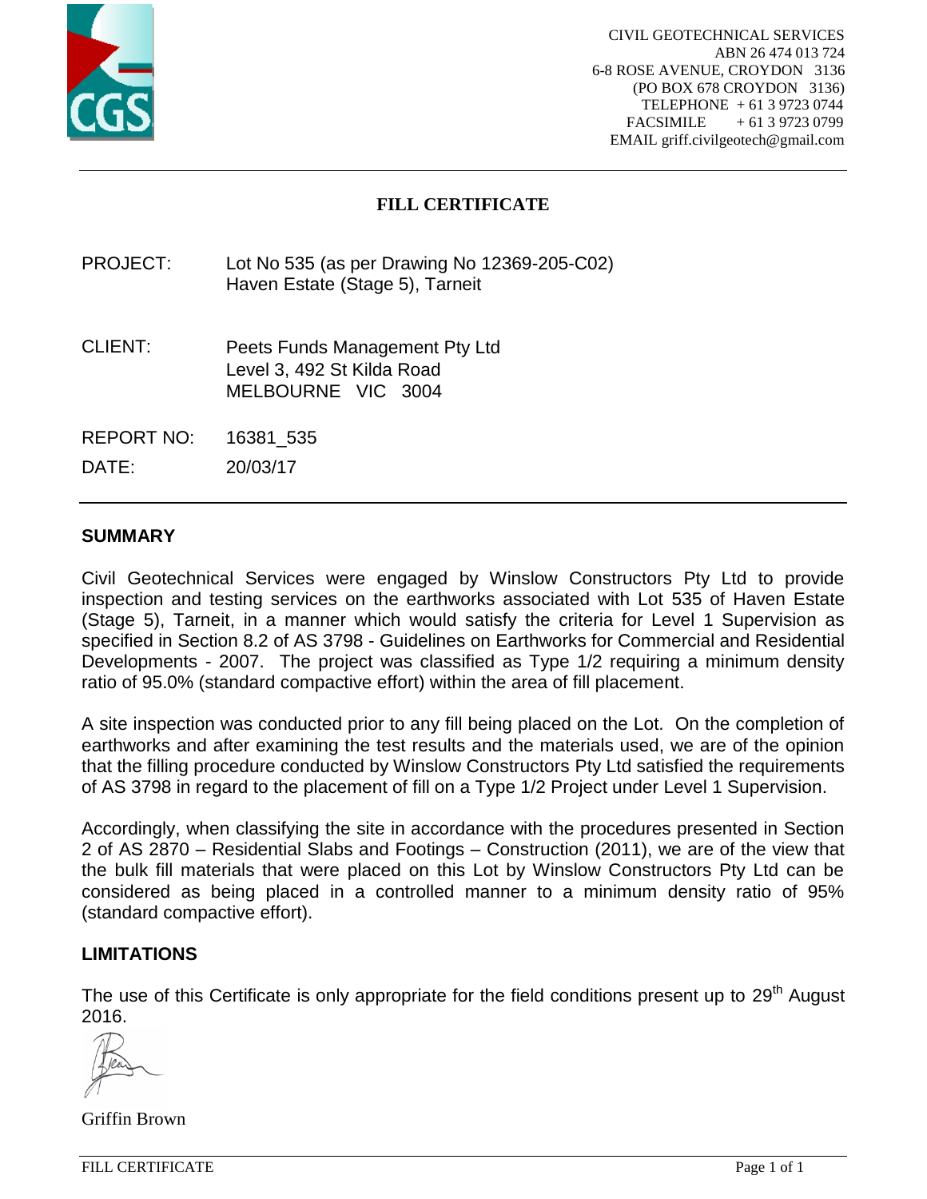CIVIL GEOTECHNICAL SERVICES
ABN 26 474 013 724
6-8 ROSE AVENUE, CROYDON 3136
(PO BOX 678 CROYDON 3136)
TELEPHONE + 61 3 9723 0744
FACSIMILE + 61 3 9723 0799
EMAIL griff.civilgeotech@gmail.com

# FILL CERTIFICATE

PROJECT: Lot No 535 (as per Drawing No 12369-205-C02)
Haven Estate (Stage 5), Tarneit

CLIENT: Peets Funds Management Pty Ltd
Level 3, 492 St Kilda Road
MELBOURNE VIC 3004

REPORT NO: 16381_535

DATE: 20/03/17

## SUMMARY

Civil Geotechnical Services were engaged by Winslow Constructors Pty Ltd to provide inspection and testing services on the earthworks associated with Lot 535 of Haven Estate (Stage 5), Tarneit, in a manner which would satisfy the criteria for Level 1 Supervision as specified in Section 8.2 of AS 3798 - Guidelines on Earthworks for Commercial and Residential Developments - 2007. The project was classified as Type 1/2 requiring a minimum density ratio of 95.0% (standard compactive effort) within the area of fill placement.

A site inspection was conducted prior to any fill being placed on the Lot. On the completion of earthworks and after examining the test results and the materials used, we are of the opinion that the filling procedure conducted by Winslow Constructors Pty Ltd satisfied the requirements of AS 3798 in regard to the placement of fill on a Type 1/2 Project under Level 1 Supervision.

Accordingly, when classifying the site in accordance with the procedures presented in Section 2 of AS 2870 – Residential Slabs and Footings – Construction (2011), we are of the view that the bulk fill materials that were placed on this Lot by Winslow Constructors Pty Ltd can be considered as being placed in a controlled manner to a minimum density ratio of 95% (standard compactive effort).

## LIMITATIONS

The use of this Certificate is only appropriate for the field conditions present up to 29th August 2016.

Griffin Brown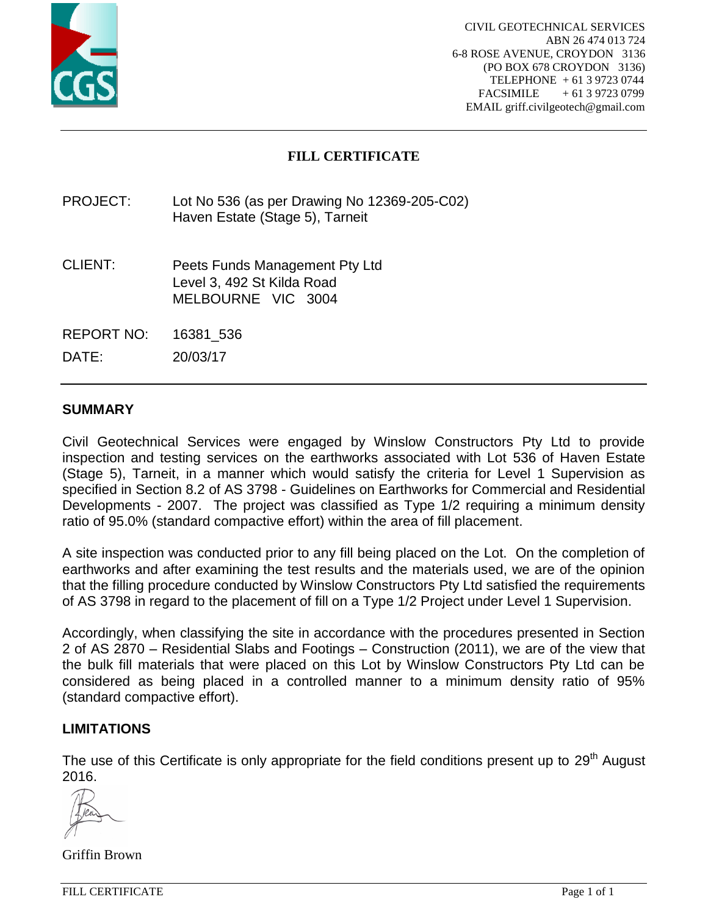CIVIL GEOTECHNICAL SERVICES
ABN 26 474 013 724
6-8 ROSE AVENUE, CROYDON 3136
(PO BOX 678 CROYDON 3136)
TELEPHONE + 61 3 9723 0744
FACSIMILE + 61 3 9723 0799
EMAIL griff.civilgeotech@gmail.com

# FILL CERTIFICATE

PROJECT: Lot No 536 (as per Drawing No 12369-205-C02)
Haven Estate (Stage 5), Tarneit

CLIENT: Peets Funds Management Pty Ltd
Level 3, 492 St Kilda Road
MELBOURNE VIC 3004

REPORT NO: 16381_536

DATE: 20/03/17

## SUMMARY

Civil Geotechnical Services were engaged by Winslow Constructors Pty Ltd to provide inspection and testing services on the earthworks associated with Lot 536 of Haven Estate (Stage 5), Tarneit, in a manner which would satisfy the criteria for Level 1 Supervision as specified in Section 8.2 of AS 3798 - Guidelines on Earthworks for Commercial and Residential Developments - 2007. The project was classified as Type 1/2 requiring a minimum density ratio of 95.0% (standard compactive effort) within the area of fill placement.

A site inspection was conducted prior to any fill being placed on the Lot. On the completion of earthworks and after examining the test results and the materials used, we are of the opinion that the filling procedure conducted by Winslow Constructors Pty Ltd satisfied the requirements of AS 3798 in regard to the placement of fill on a Type 1/2 Project under Level 1 Supervision.

Accordingly, when classifying the site in accordance with the procedures presented in Section 2 of AS 2870 – Residential Slabs and Footings – Construction (2011), we are of the view that the bulk fill materials that were placed on this Lot by Winslow Constructors Pty Ltd can be considered as being placed in a controlled manner to a minimum density ratio of 95% (standard compactive effort).

## LIMITATIONS

The use of this Certificate is only appropriate for the field conditions present up to 29th August 2016.

Griffin Brown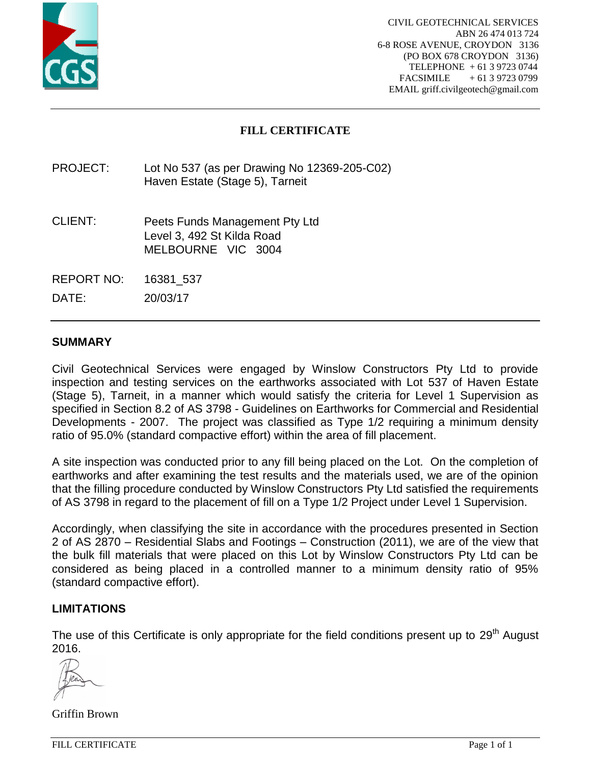CIVIL GEOTECHNICAL SERVICES
ABN 26 474 013 724
6-8 ROSE AVENUE, CROYDON 3136
(PO BOX 678 CROYDON 3136)
TELEPHONE + 61 3 9723 0744
FACSIMILE + 61 3 9723 0799
EMAIL griff.civilgeotech@gmail.com

# FILL CERTIFICATE

| | |
|---|---|
| PROJECT: | Lot No 537 (as per Drawing No 12369-205-C02)<br>Haven Estate (Stage 5), Tarneit |
| CLIENT: | Peets Funds Management Pty Ltd<br>Level 3, 492 St Kilda Road<br>MELBOURNE VIC 3004 |
| REPORT NO: | 16381_537 |
| DATE: | 20/03/17 |

## SUMMARY

Civil Geotechnical Services were engaged by Winslow Constructors Pty Ltd to provide inspection and testing services on the earthworks associated with Lot 537 of Haven Estate (Stage 5), Tarneit, in a manner which would satisfy the criteria for Level 1 Supervision as specified in Section 8.2 of AS 3798 - Guidelines on Earthworks for Commercial and Residential Developments - 2007. The project was classified as Type 1/2 requiring a minimum density ratio of 95.0% (standard compactive effort) within the area of fill placement.

A site inspection was conducted prior to any fill being placed on the Lot. On the completion of earthworks and after examining the test results and the materials used, we are of the opinion that the filling procedure conducted by Winslow Constructors Pty Ltd satisfied the requirements of AS 3798 in regard to the placement of fill on a Type 1/2 Project under Level 1 Supervision.

Accordingly, when classifying the site in accordance with the procedures presented in Section 2 of AS 2870 – Residential Slabs and Footings – Construction (2011), we are of the view that the bulk fill materials that were placed on this Lot by Winslow Constructors Pty Ltd can be considered as being placed in a controlled manner to a minimum density ratio of 95% (standard compactive effort).

## LIMITATIONS

The use of this Certificate is only appropriate for the field conditions present up to 29th August 2016.

Griffin Brown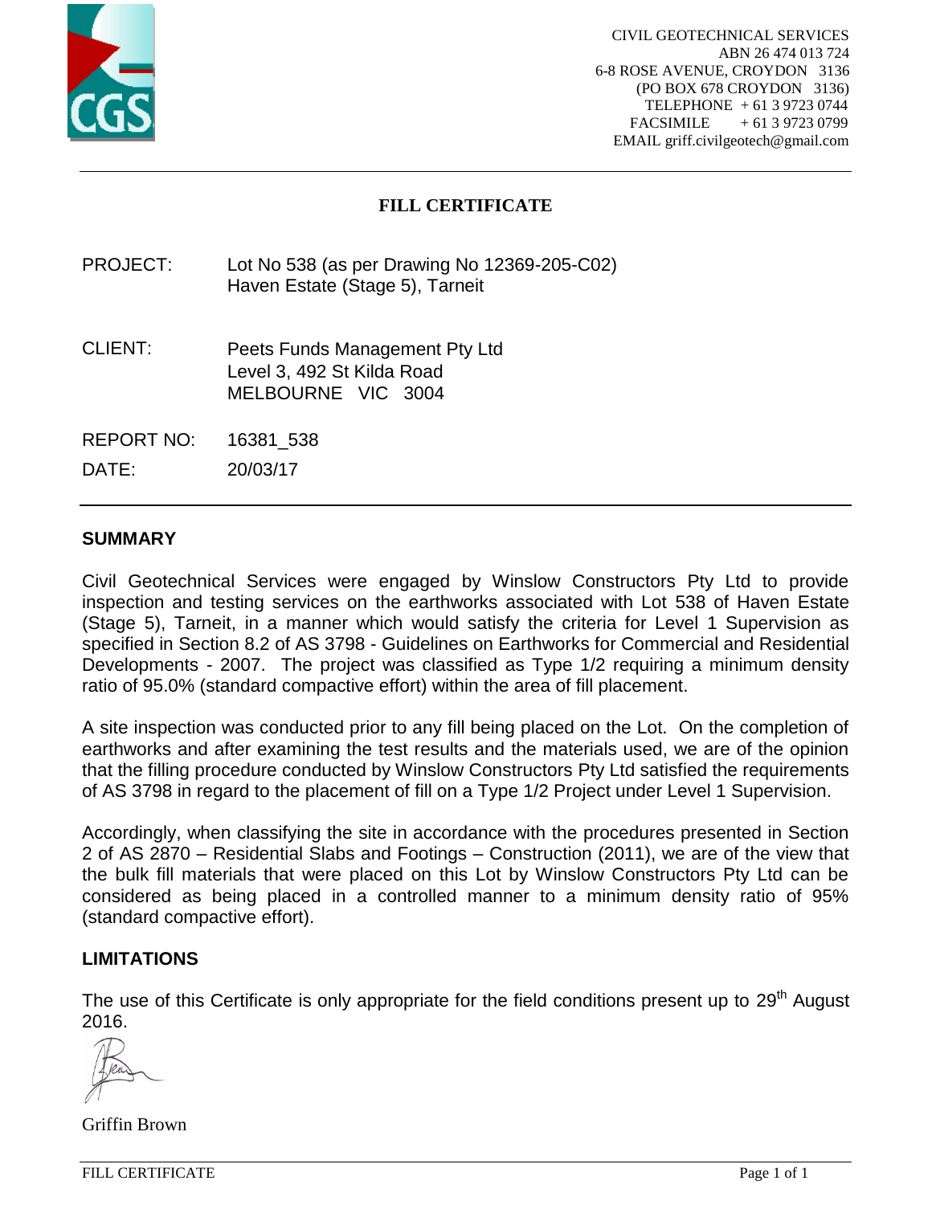CIVIL GEOTECHNICAL SERVICES
ABN 26 474 013 724
6-8 ROSE AVENUE, CROYDON 3136
(PO BOX 678 CROYDON 3136)
TELEPHONE + 61 3 9723 0744
FACSIMILE + 61 3 9723 0799
EMAIL griff.civilgeotech@gmail.com

# FILL CERTIFICATE

| | |
|---|---|
| PROJECT: | Lot No 538 (as per Drawing No 12369-205-C02)<br>Haven Estate (Stage 5), Tarneit |
| CLIENT: | Peets Funds Management Pty Ltd<br>Level 3, 492 St Kilda Road<br>MELBOURNE VIC 3004 |
| REPORT NO: | 16381_538 |
| DATE: | 20/03/17 |

## SUMMARY

Civil Geotechnical Services were engaged by Winslow Constructors Pty Ltd to provide inspection and testing services on the earthworks associated with Lot 538 of Haven Estate (Stage 5), Tarneit, in a manner which would satisfy the criteria for Level 1 Supervision as specified in Section 8.2 of AS 3798 - Guidelines on Earthworks for Commercial and Residential Developments - 2007. The project was classified as Type 1/2 requiring a minimum density ratio of 95.0% (standard compactive effort) within the area of fill placement.

A site inspection was conducted prior to any fill being placed on the Lot. On the completion of earthworks and after examining the test results and the materials used, we are of the opinion that the filling procedure conducted by Winslow Constructors Pty Ltd satisfied the requirements of AS 3798 in regard to the placement of fill on a Type 1/2 Project under Level 1 Supervision.

Accordingly, when classifying the site in accordance with the procedures presented in Section 2 of AS 2870 – Residential Slabs and Footings – Construction (2011), we are of the view that the bulk fill materials that were placed on this Lot by Winslow Constructors Pty Ltd can be considered as being placed in a controlled manner to a minimum density ratio of 95% (standard compactive effort).

## LIMITATIONS

The use of this Certificate is only appropriate for the field conditions present up to 29th August 2016.

Griffin Brown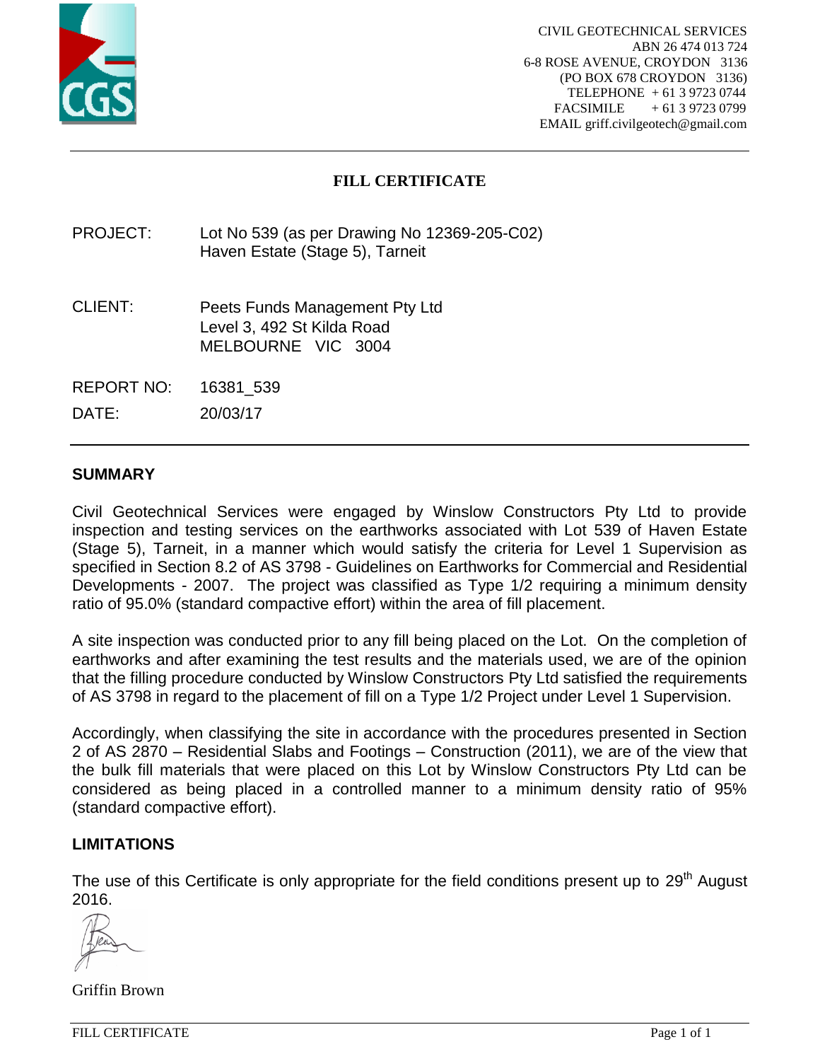CIVIL GEOTECHNICAL SERVICES
ABN 26 474 013 724
6-8 ROSE AVENUE, CROYDON 3136
(PO BOX 678 CROYDON 3136)
TELEPHONE + 61 3 9723 0744
FACSIMILE + 61 3 9723 0799
EMAIL griff.civilgeotech@gmail.com

# FILL CERTIFICATE

| | |
|---|---|
| PROJECT: | Lot No 539 (as per Drawing No 12369-205-C02)<br>Haven Estate (Stage 5), Tarneit |
| CLIENT: | Peets Funds Management Pty Ltd<br>Level 3, 492 St Kilda Road<br>MELBOURNE VIC 3004 |
| REPORT NO: | 16381_539 |
| DATE: | 20/03/17 |

## SUMMARY

Civil Geotechnical Services were engaged by Winslow Constructors Pty Ltd to provide inspection and testing services on the earthworks associated with Lot 539 of Haven Estate (Stage 5), Tarneit, in a manner which would satisfy the criteria for Level 1 Supervision as specified in Section 8.2 of AS 3798 - Guidelines on Earthworks for Commercial and Residential Developments - 2007. The project was classified as Type 1/2 requiring a minimum density ratio of 95.0% (standard compactive effort) within the area of fill placement.

A site inspection was conducted prior to any fill being placed on the Lot. On the completion of earthworks and after examining the test results and the materials used, we are of the opinion that the filling procedure conducted by Winslow Constructors Pty Ltd satisfied the requirements of AS 3798 in regard to the placement of fill on a Type 1/2 Project under Level 1 Supervision.

Accordingly, when classifying the site in accordance with the procedures presented in Section 2 of AS 2870 – Residential Slabs and Footings – Construction (2011), we are of the view that the bulk fill materials that were placed on this Lot by Winslow Constructors Pty Ltd can be considered as being placed in a controlled manner to a minimum density ratio of 95% (standard compactive effort).

## LIMITATIONS

The use of this Certificate is only appropriate for the field conditions present up to 29th August 2016.

Griffin Brown